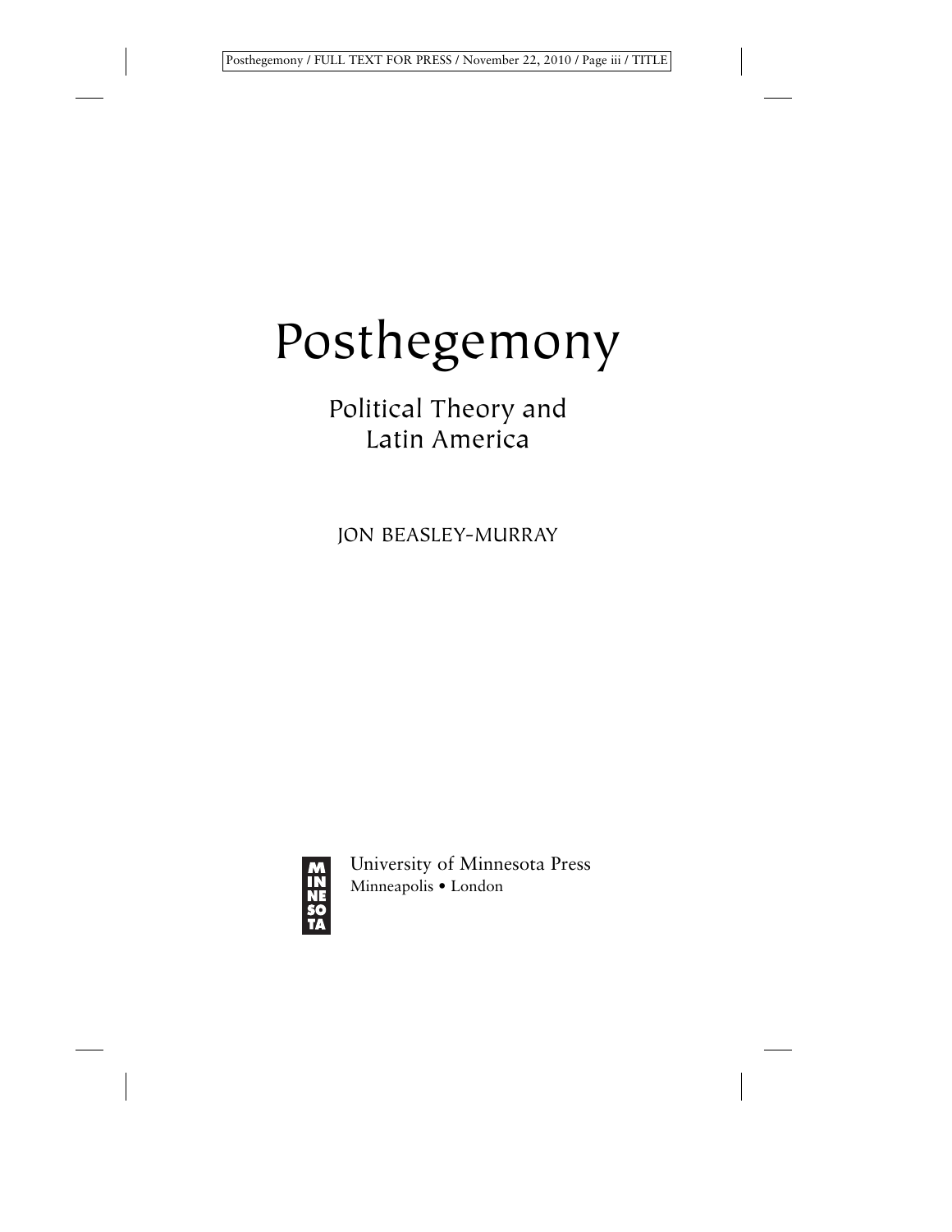# Posthegemony

## Political Theory and Latin America

JON BEASLEY-MURRAY

University of Minnesota Press
Minneapolis • London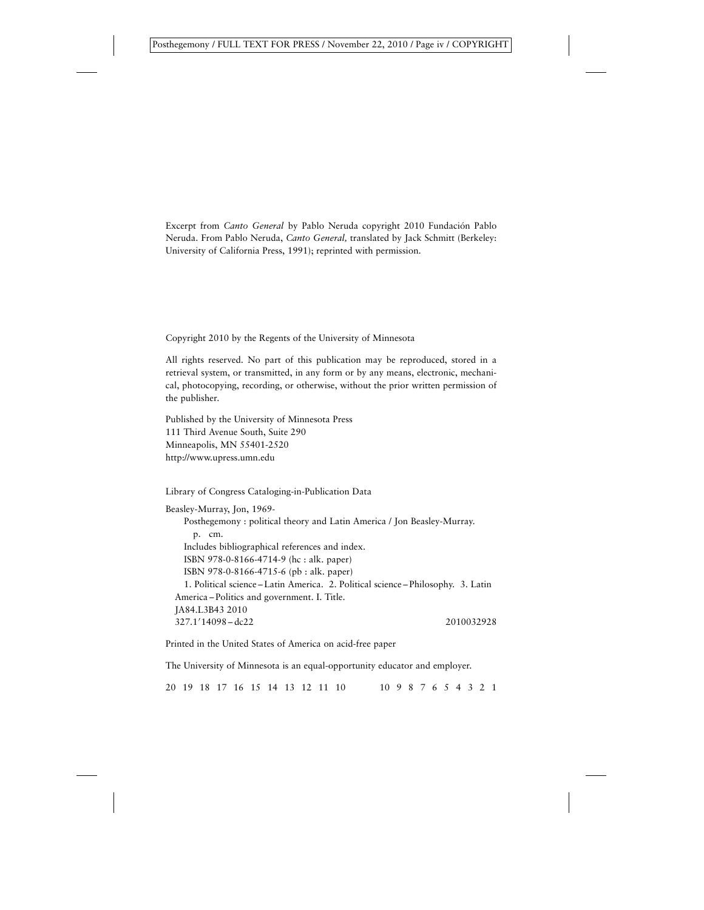Excerpt from *Canto General* by Pablo Neruda copyright 2010 Fundación Pablo Neruda. From Pablo Neruda, *Canto General,* translated by Jack Schmitt (Berkeley: University of California Press, 1991); reprinted with permission.

Copyright 2010 by the Regents of the University of Minnesota

All rights reserved. No part of this publication may be reproduced, stored in a retrieval system, or transmitted, in any form or by any means, electronic, mechanical, photocopying, recording, or otherwise, without the prior written permission of the publisher.

Published by the University of Minnesota Press
111 Third Avenue South, Suite 290
Minneapolis, MN 55401-2520
http://www.upress.umn.edu

Library of Congress Cataloging-in-Publication Data

Beasley-Murray, Jon, 1969-
Posthegemony : political theory and Latin America / Jon Beasley-Murray.
p. cm.
Includes bibliographical references and index.
ISBN 978-0-8166-4714-9 (hc : alk. paper)
ISBN 978-0-8166-4715-6 (pb : alk. paper)
1. Political science – Latin America. 2. Political science – Philosophy. 3. Latin America – Politics and government. I. Title.
JA84.L3B43 2010
327.1′14098 – dc22 2010032928

Printed in the United States of America on acid-free paper

The University of Minnesota is an equal-opportunity educator and employer.

20 19 18 17 16 15 14 13 12 11 10 10 9 8 7 6 5 4 3 2 1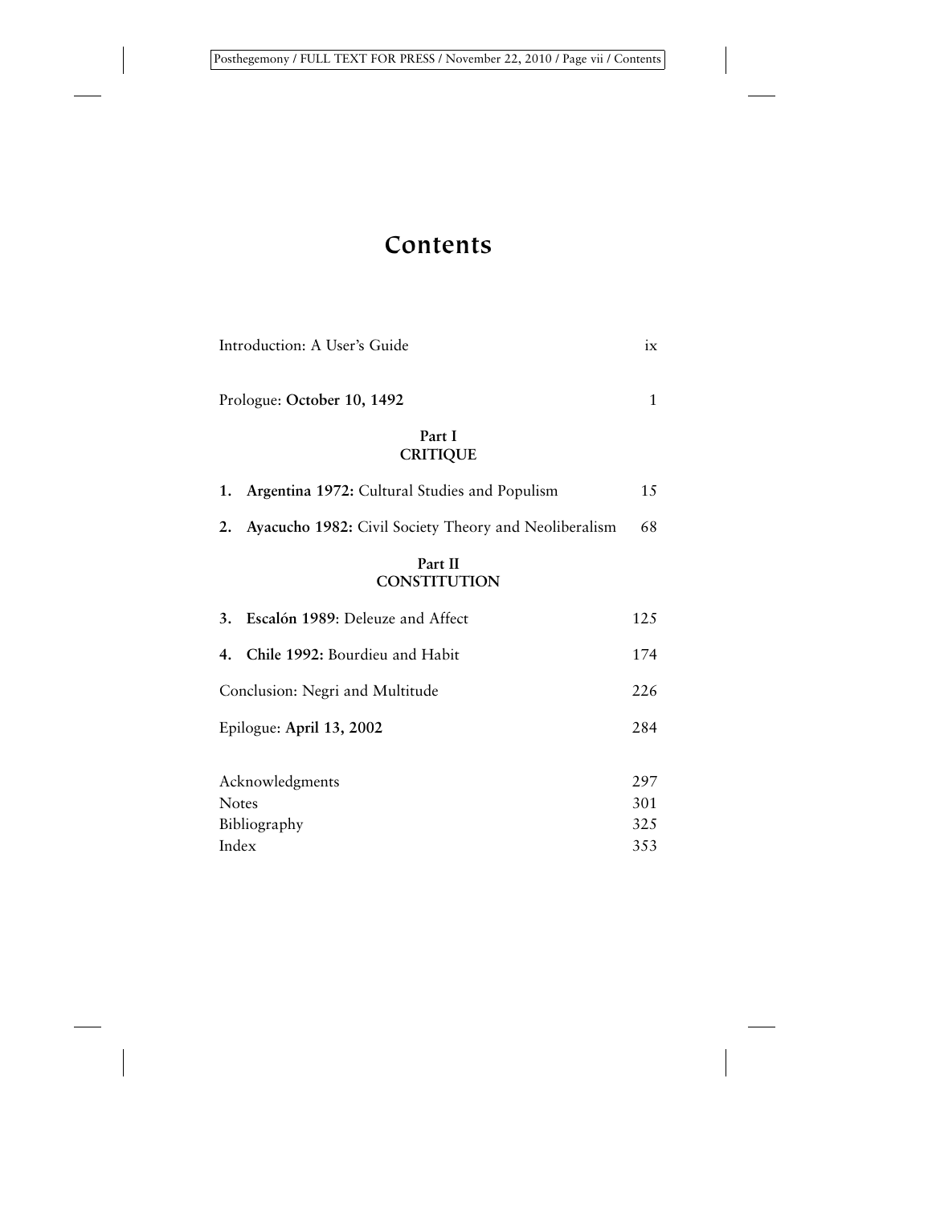# Contents

Introduction: A User's Guide ix

Prologue: **October 10, 1492** 1

## Part I
## CRITIQUE

1. **Argentina 1972:** Cultural Studies and Populism 15
2. **Ayacucho 1982:** Civil Society Theory and Neoliberalism 68

## Part II
## CONSTITUTION

3. **Escalón 1989**: Deleuze and Affect 125
4. **Chile 1992:** Bourdieu and Habit 174

Conclusion: Negri and Multitude 226

Epilogue: **April 13, 2002** 284

Acknowledgments 297
Notes 301
Bibliography 325
Index 353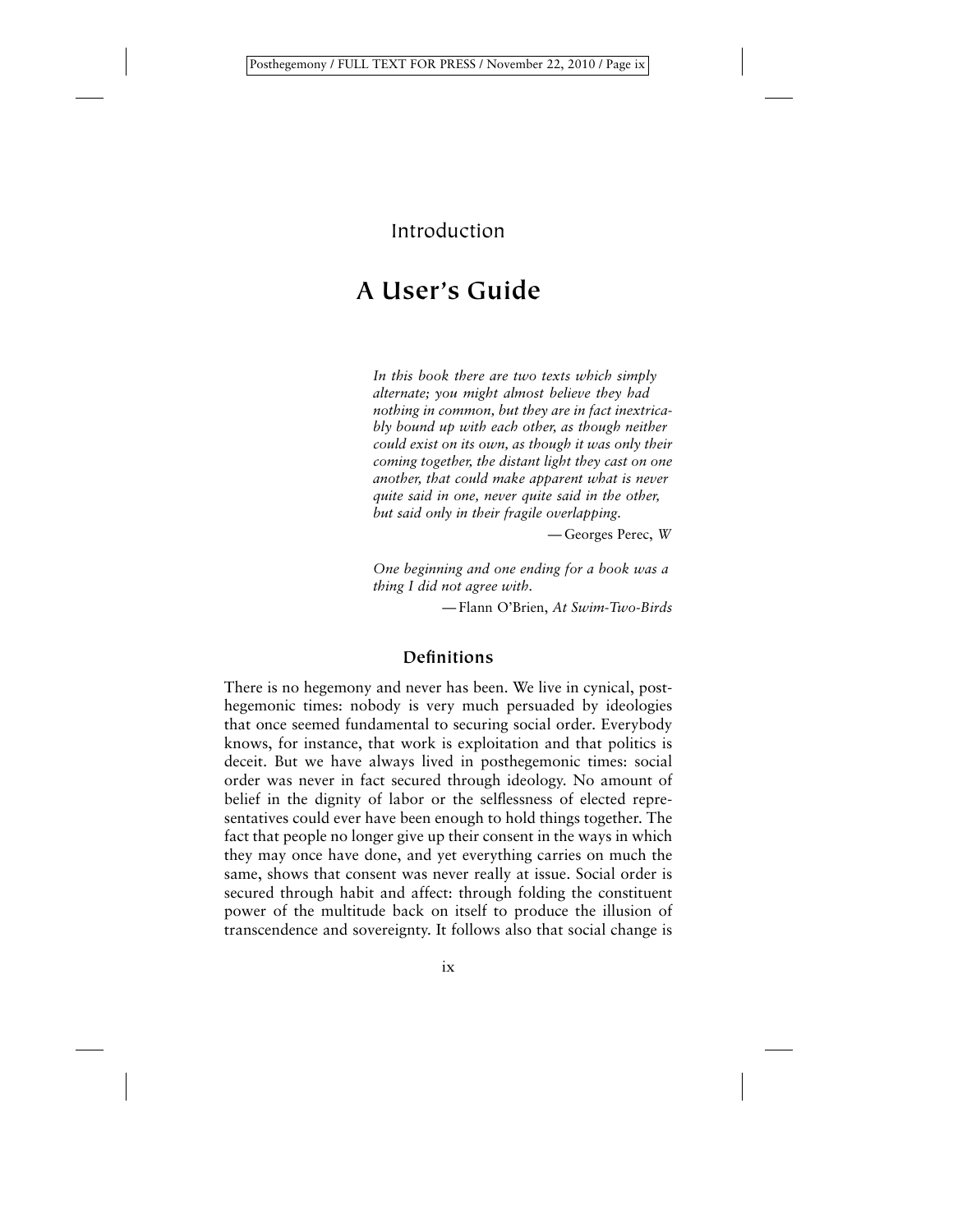Introduction

# A User's Guide

> *In this book there are two texts which simply alternate; you might almost believe they had nothing in common, but they are in fact inextricably bound up with each other, as though neither could exist on its own, as though it was only their coming together, the distant light they cast on one another, that could make apparent what is never quite said in one, never quite said in the other, but said only in their fragile overlapping.*
>
> — Georges Perec, *W*

> *One beginning and one ending for a book was a thing I did not agree with.*
>
> — Flann O'Brien, *At Swim-Two-Birds*

## Definitions

There is no hegemony and never has been. We live in cynical, posthegemonic times: nobody is very much persuaded by ideologies that once seemed fundamental to securing social order. Everybody knows, for instance, that work is exploitation and that politics is deceit. But we have always lived in posthegemonic times: social order was never in fact secured through ideology. No amount of belief in the dignity of labor or the selflessness of elected representatives could ever have been enough to hold things together. The fact that people no longer give up their consent in the ways in which they may once have done, and yet everything carries on much the same, shows that consent was never really at issue. Social order is secured through habit and affect: through folding the constituent power of the multitude back on itself to produce the illusion of transcendence and sovereignty. It follows also that social change is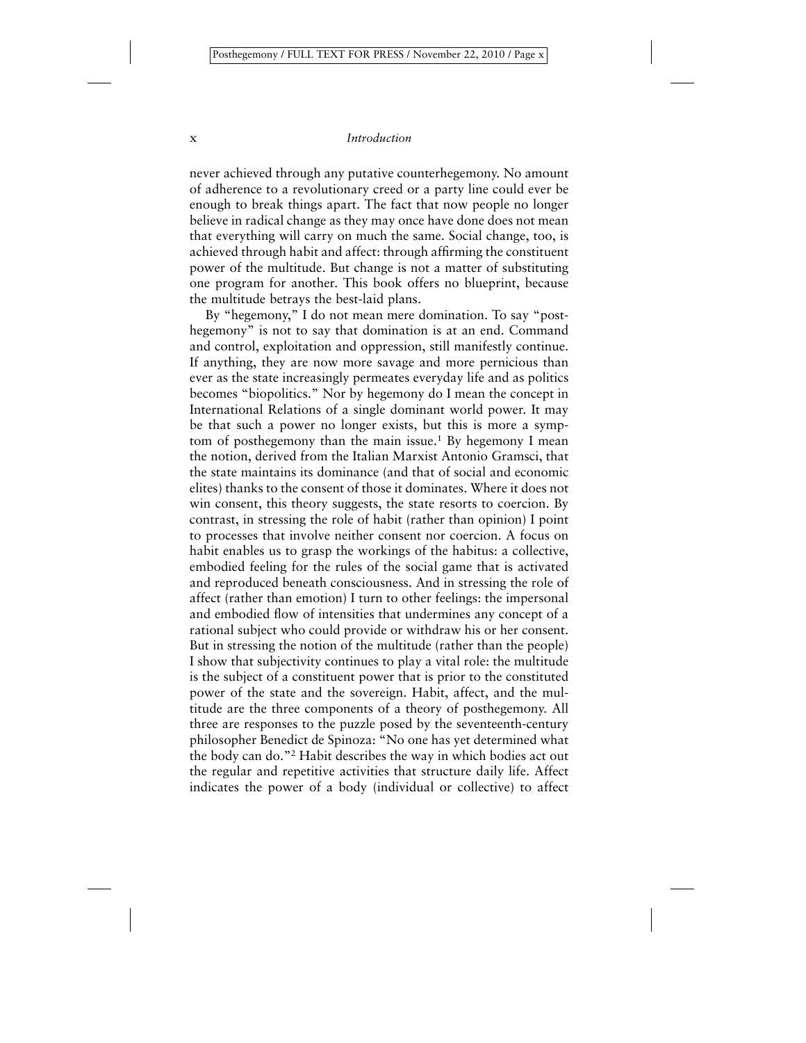never achieved through any putative counterhegemony. No amount of adherence to a revolutionary creed or a party line could ever be enough to break things apart. The fact that now people no longer believe in radical change as they may once have done does not mean that everything will carry on much the same. Social change, too, is achieved through habit and affect: through affirming the constituent power of the multitude. But change is not a matter of substituting one program for another. This book offers no blueprint, because the multitude betrays the best-laid plans.

By "hegemony," I do not mean mere domination. To say "posthegemony" is not to say that domination is at an end. Command and control, exploitation and oppression, still manifestly continue. If anything, they are now more savage and more pernicious than ever as the state increasingly permeates everyday life and as politics becomes "biopolitics." Nor by hegemony do I mean the concept in International Relations of a single dominant world power. It may be that such a power no longer exists, but this is more a symptom of posthegemony than the main issue.[1] By hegemony I mean the notion, derived from the Italian Marxist Antonio Gramsci, that the state maintains its dominance (and that of social and economic elites) thanks to the consent of those it dominates. Where it does not win consent, this theory suggests, the state resorts to coercion. By contrast, in stressing the role of habit (rather than opinion) I point to processes that involve neither consent nor coercion. A focus on habit enables us to grasp the workings of the habitus: a collective, embodied feeling for the rules of the social game that is activated and reproduced beneath consciousness. And in stressing the role of affect (rather than emotion) I turn to other feelings: the impersonal and embodied flow of intensities that undermines any concept of a rational subject who could provide or withdraw his or her consent. But in stressing the notion of the multitude (rather than the people) I show that subjectivity continues to play a vital role: the multitude is the subject of a constituent power that is prior to the constituted power of the state and the sovereign. Habit, affect, and the multitude are the three components of a theory of posthegemony. All three are responses to the puzzle posed by the seventeenth-century philosopher Benedict de Spinoza: "No one has yet determined what the body can do."[2] Habit describes the way in which bodies act out the regular and repetitive activities that structure daily life. Affect indicates the power of a body (individual or collective) to affect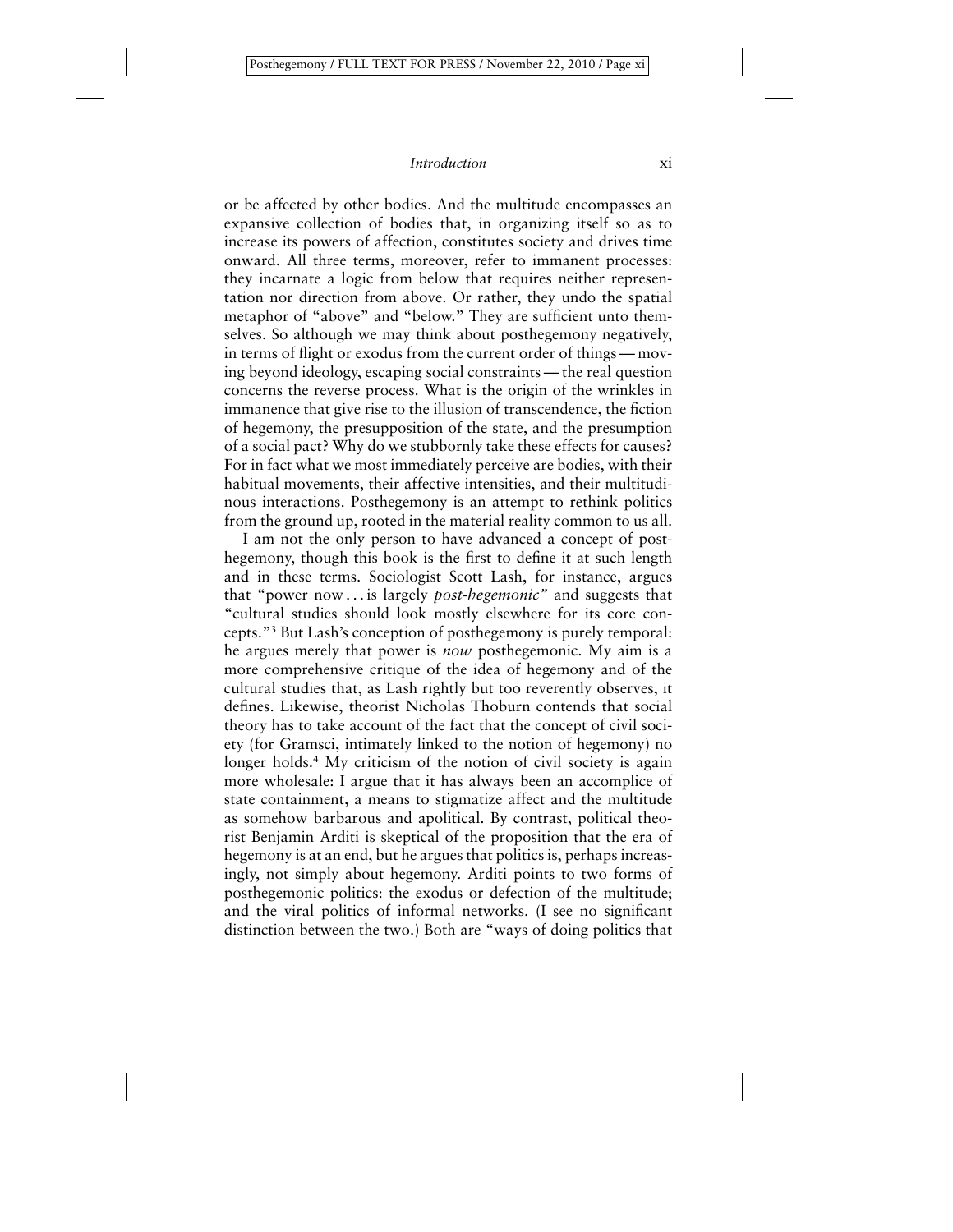or be affected by other bodies. And the multitude encompasses an expansive collection of bodies that, in organizing itself so as to increase its powers of affection, constitutes society and drives time onward. All three terms, moreover, refer to immanent processes: they incarnate a logic from below that requires neither representation nor direction from above. Or rather, they undo the spatial metaphor of "above" and "below." They are sufficient unto themselves. So although we may think about posthegemony negatively, in terms of flight or exodus from the current order of things — moving beyond ideology, escaping social constraints — the real question concerns the reverse process. What is the origin of the wrinkles in immanence that give rise to the illusion of transcendence, the fiction of hegemony, the presupposition of the state, and the presumption of a social pact? Why do we stubbornly take these effects for causes? For in fact what we most immediately perceive are bodies, with their habitual movements, their affective intensities, and their multitudinous interactions. Posthegemony is an attempt to rethink politics from the ground up, rooted in the material reality common to us all.

I am not the only person to have advanced a concept of posthegemony, though this book is the first to define it at such length and in these terms. Sociologist Scott Lash, for instance, argues that "power now . . . is largely *post-hegemonic*" and suggests that "cultural studies should look mostly elsewhere for its core concepts."[3] But Lash's conception of posthegemony is purely temporal: he argues merely that power is *now* posthegemonic. My aim is a more comprehensive critique of the idea of hegemony and of the cultural studies that, as Lash rightly but too reverently observes, it defines. Likewise, theorist Nicholas Thoburn contends that social theory has to take account of the fact that the concept of civil society (for Gramsci, intimately linked to the notion of hegemony) no longer holds.[4] My criticism of the notion of civil society is again more wholesale: I argue that it has always been an accomplice of state containment, a means to stigmatize affect and the multitude as somehow barbarous and apolitical. By contrast, political theorist Benjamin Arditi is skeptical of the proposition that the era of hegemony is at an end, but he argues that politics is, perhaps increasingly, not simply about hegemony. Arditi points to two forms of posthegemonic politics: the exodus or defection of the multitude; and the viral politics of informal networks. (I see no significant distinction between the two.) Both are "ways of doing politics that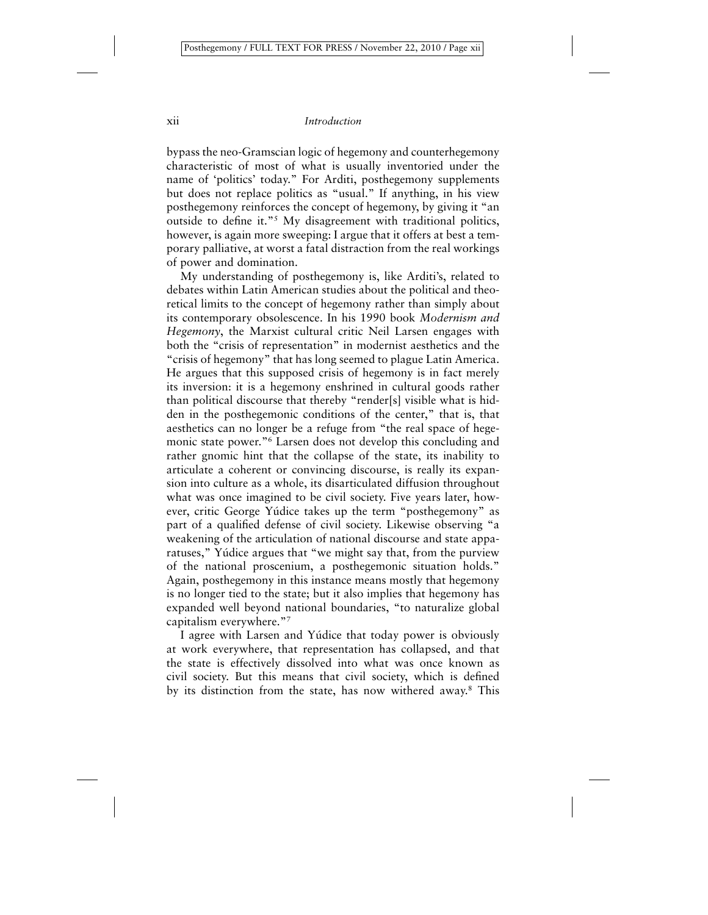bypass the neo-Gramscian logic of hegemony and counterhegemony characteristic of most of what is usually inventoried under the name of 'politics' today." For Arditi, posthegemony supplements but does not replace politics as "usual." If anything, in his view posthegemony reinforces the concept of hegemony, by giving it "an outside to define it."[5] My disagreement with traditional politics, however, is again more sweeping: I argue that it offers at best a temporary palliative, at worst a fatal distraction from the real workings of power and domination.

My understanding of posthegemony is, like Arditi's, related to debates within Latin American studies about the political and theoretical limits to the concept of hegemony rather than simply about its contemporary obsolescence. In his 1990 book *Modernism and Hegemony*, the Marxist cultural critic Neil Larsen engages with both the "crisis of representation" in modernist aesthetics and the "crisis of hegemony" that has long seemed to plague Latin America. He argues that this supposed crisis of hegemony is in fact merely its inversion: it is a hegemony enshrined in cultural goods rather than political discourse that thereby "render[s] visible what is hidden in the posthegemonic conditions of the center," that is, that aesthetics can no longer be a refuge from "the real space of hegemonic state power."[6] Larsen does not develop this concluding and rather gnomic hint that the collapse of the state, its inability to articulate a coherent or convincing discourse, is really its expansion into culture as a whole, its disarticulated diffusion throughout what was once imagined to be civil society. Five years later, however, critic George Yúdice takes up the term "posthegemony" as part of a qualified defense of civil society. Likewise observing "a weakening of the articulation of national discourse and state apparatuses," Yúdice argues that "we might say that, from the purview of the national proscenium, a posthegemonic situation holds." Again, posthegemony in this instance means mostly that hegemony is no longer tied to the state; but it also implies that hegemony has expanded well beyond national boundaries, "to naturalize global capitalism everywhere."[7]

I agree with Larsen and Yúdice that today power is obviously at work everywhere, that representation has collapsed, and that the state is effectively dissolved into what was once known as civil society. But this means that civil society, which is defined by its distinction from the state, has now withered away.[8] This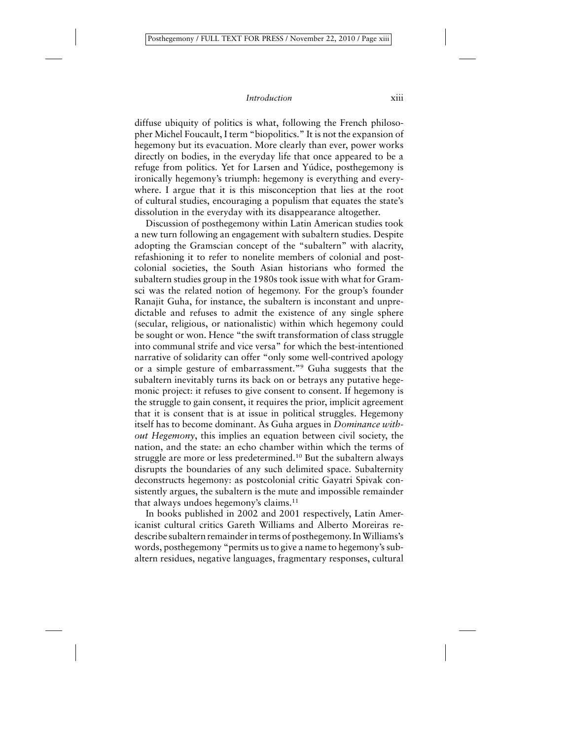diffuse ubiquity of politics is what, following the French philosopher Michel Foucault, I term "biopolitics." It is not the expansion of hegemony but its evacuation. More clearly than ever, power works directly on bodies, in the everyday life that once appeared to be a refuge from politics. Yet for Larsen and Yúdice, posthegemony is ironically hegemony's triumph: hegemony is everything and everywhere. I argue that it is this misconception that lies at the root of cultural studies, encouraging a populism that equates the state's dissolution in the everyday with its disappearance altogether.

Discussion of posthegemony within Latin American studies took a new turn following an engagement with subaltern studies. Despite adopting the Gramscian concept of the "subaltern" with alacrity, refashioning it to refer to nonelite members of colonial and postcolonial societies, the South Asian historians who formed the subaltern studies group in the 1980s took issue with what for Gramsci was the related notion of hegemony. For the group's founder Ranajit Guha, for instance, the subaltern is inconstant and unpredictable and refuses to admit the existence of any single sphere (secular, religious, or nationalistic) within which hegemony could be sought or won. Hence "the swift transformation of class struggle into communal strife and vice versa" for which the best-intentioned narrative of solidarity can offer "only some well-contrived apology or a simple gesture of embarrassment."[9] Guha suggests that the subaltern inevitably turns its back on or betrays any putative hegemonic project: it refuses to give consent to consent. If hegemony is the struggle to gain consent, it requires the prior, implicit agreement that it is consent that is at issue in political struggles. Hegemony itself has to become dominant. As Guha argues in *Dominance without Hegemony*, this implies an equation between civil society, the nation, and the state: an echo chamber within which the terms of struggle are more or less predetermined.[10] But the subaltern always disrupts the boundaries of any such delimited space. Subalternity deconstructs hegemony: as postcolonial critic Gayatri Spivak consistently argues, the subaltern is the mute and impossible remainder that always undoes hegemony's claims.[11]

In books published in 2002 and 2001 respectively, Latin Americanist cultural critics Gareth Williams and Alberto Moreiras redescribe subaltern remainder in terms of posthegemony. In Williams's words, posthegemony "permits us to give a name to hegemony's subaltern residues, negative languages, fragmentary responses, cultural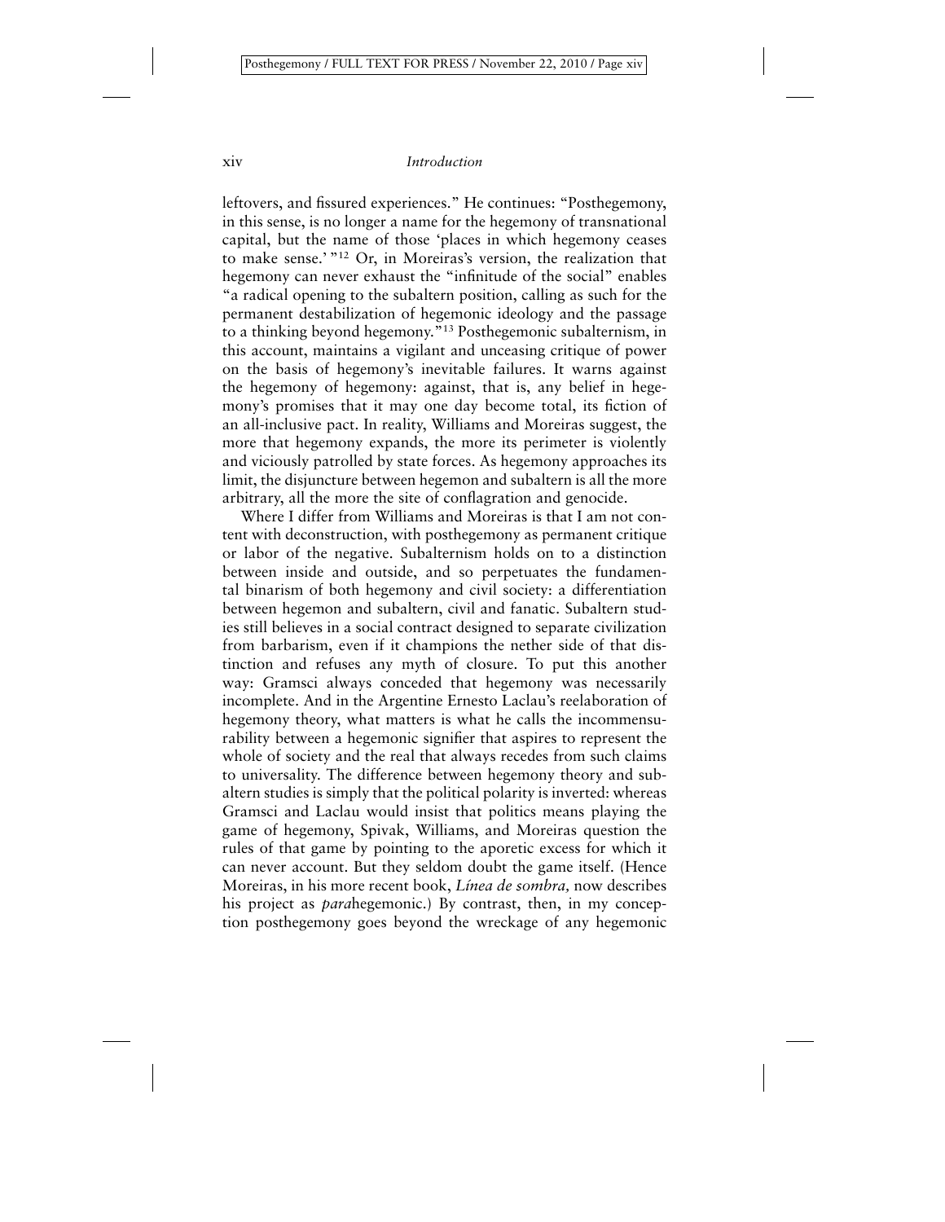leftovers, and fissured experiences." He continues: "Posthegemony, in this sense, is no longer a name for the hegemony of transnational capital, but the name of those 'places in which hegemony ceases to make sense.' "[12] Or, in Moreiras's version, the realization that hegemony can never exhaust the "infinitude of the social" enables "a radical opening to the subaltern position, calling as such for the permanent destabilization of hegemonic ideology and the passage to a thinking beyond hegemony."[13] Posthegemonic subalternism, in this account, maintains a vigilant and unceasing critique of power on the basis of hegemony's inevitable failures. It warns against the hegemony of hegemony: against, that is, any belief in hegemony's promises that it may one day become total, its fiction of an all-inclusive pact. In reality, Williams and Moreiras suggest, the more that hegemony expands, the more its perimeter is violently and viciously patrolled by state forces. As hegemony approaches its limit, the disjuncture between hegemon and subaltern is all the more arbitrary, all the more the site of conflagration and genocide.

Where I differ from Williams and Moreiras is that I am not content with deconstruction, with posthegemony as permanent critique or labor of the negative. Subalternism holds on to a distinction between inside and outside, and so perpetuates the fundamental binarism of both hegemony and civil society: a differentiation between hegemon and subaltern, civil and fanatic. Subaltern studies still believes in a social contract designed to separate civilization from barbarism, even if it champions the nether side of that distinction and refuses any myth of closure. To put this another way: Gramsci always conceded that hegemony was necessarily incomplete. And in the Argentine Ernesto Laclau's reelaboration of hegemony theory, what matters is what he calls the incommensurability between a hegemonic signifier that aspires to represent the whole of society and the real that always recedes from such claims to universality. The difference between hegemony theory and subaltern studies is simply that the political polarity is inverted: whereas Gramsci and Laclau would insist that politics means playing the game of hegemony, Spivak, Williams, and Moreiras question the rules of that game by pointing to the aporetic excess for which it can never account. But they seldom doubt the game itself. (Hence Moreiras, in his more recent book, *Línea de sombra,* now describes his project as *para*hegemonic.) By contrast, then, in my conception posthegemony goes beyond the wreckage of any hegemonic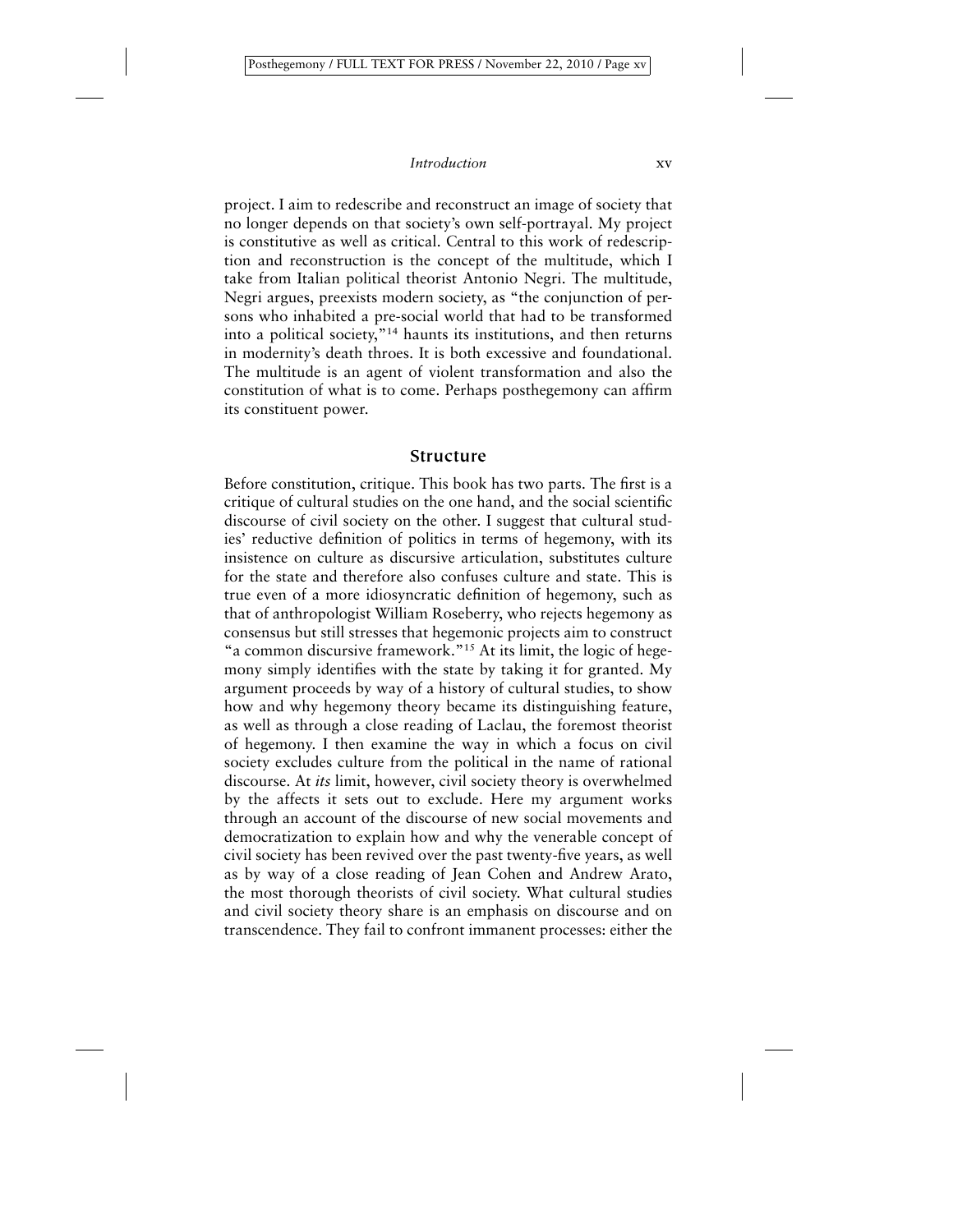project. I aim to redescribe and reconstruct an image of society that no longer depends on that society's own self-portrayal. My project is constitutive as well as critical. Central to this work of redescription and reconstruction is the concept of the multitude, which I take from Italian political theorist Antonio Negri. The multitude, Negri argues, preexists modern society, as "the conjunction of persons who inhabited a pre-social world that had to be transformed into a political society,"[14] haunts its institutions, and then returns in modernity's death throes. It is both excessive and foundational. The multitude is an agent of violent transformation and also the constitution of what is to come. Perhaps posthegemony can affirm its constituent power.

## Structure

Before constitution, critique. This book has two parts. The first is a critique of cultural studies on the one hand, and the social scientific discourse of civil society on the other. I suggest that cultural studies' reductive definition of politics in terms of hegemony, with its insistence on culture as discursive articulation, substitutes culture for the state and therefore also confuses culture and state. This is true even of a more idiosyncratic definition of hegemony, such as that of anthropologist William Roseberry, who rejects hegemony as consensus but still stresses that hegemonic projects aim to construct "a common discursive framework."[15] At its limit, the logic of hegemony simply identifies with the state by taking it for granted. My argument proceeds by way of a history of cultural studies, to show how and why hegemony theory became its distinguishing feature, as well as through a close reading of Laclau, the foremost theorist of hegemony. I then examine the way in which a focus on civil society excludes culture from the political in the name of rational discourse. At *its* limit, however, civil society theory is overwhelmed by the affects it sets out to exclude. Here my argument works through an account of the discourse of new social movements and democratization to explain how and why the venerable concept of civil society has been revived over the past twenty-five years, as well as by way of a close reading of Jean Cohen and Andrew Arato, the most thorough theorists of civil society. What cultural studies and civil society theory share is an emphasis on discourse and on transcendence. They fail to confront immanent processes: either the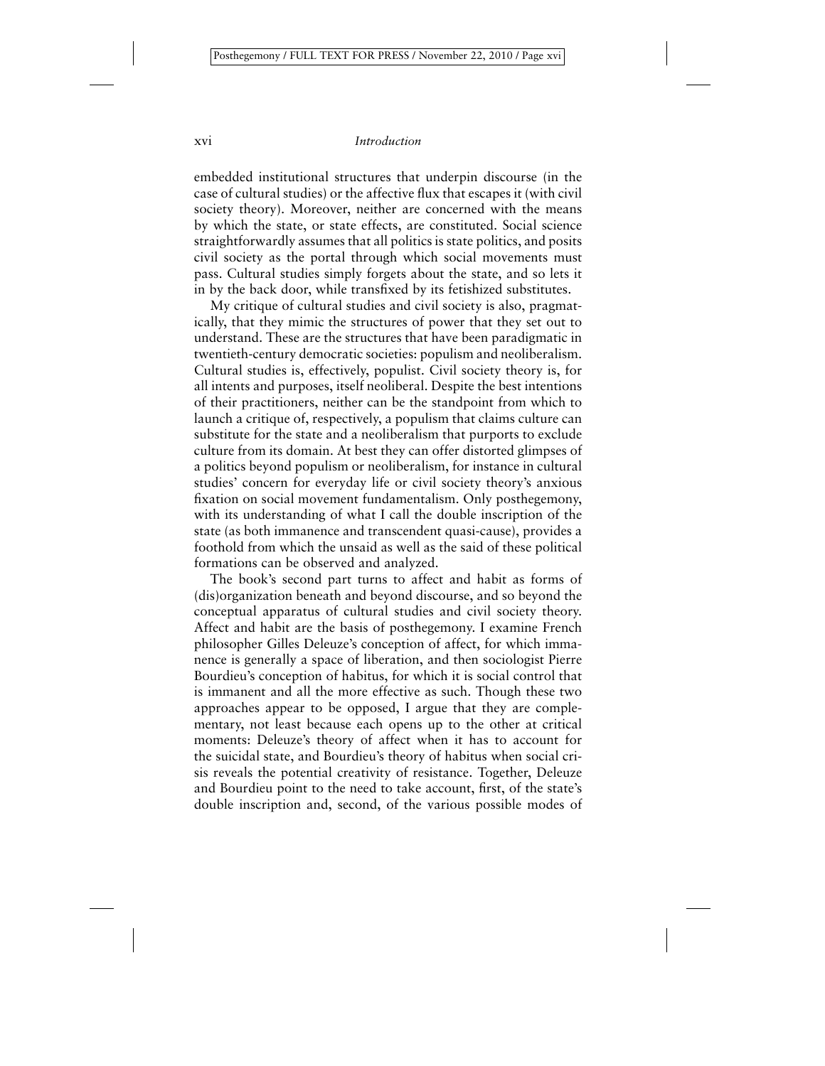embedded institutional structures that underpin discourse (in the case of cultural studies) or the affective flux that escapes it (with civil society theory). Moreover, neither are concerned with the means by which the state, or state effects, are constituted. Social science straightforwardly assumes that all politics is state politics, and posits civil society as the portal through which social movements must pass. Cultural studies simply forgets about the state, and so lets it in by the back door, while transfixed by its fetishized substitutes.

My critique of cultural studies and civil society is also, pragmatically, that they mimic the structures of power that they set out to understand. These are the structures that have been paradigmatic in twentieth-century democratic societies: populism and neoliberalism. Cultural studies is, effectively, populist. Civil society theory is, for all intents and purposes, itself neoliberal. Despite the best intentions of their practitioners, neither can be the standpoint from which to launch a critique of, respectively, a populism that claims culture can substitute for the state and a neoliberalism that purports to exclude culture from its domain. At best they can offer distorted glimpses of a politics beyond populism or neoliberalism, for instance in cultural studies' concern for everyday life or civil society theory's anxious fixation on social movement fundamentalism. Only posthegemony, with its understanding of what I call the double inscription of the state (as both immanence and transcendent quasi-cause), provides a foothold from which the unsaid as well as the said of these political formations can be observed and analyzed.

The book's second part turns to affect and habit as forms of (dis)organization beneath and beyond discourse, and so beyond the conceptual apparatus of cultural studies and civil society theory. Affect and habit are the basis of posthegemony. I examine French philosopher Gilles Deleuze's conception of affect, for which immanence is generally a space of liberation, and then sociologist Pierre Bourdieu's conception of habitus, for which it is social control that is immanent and all the more effective as such. Though these two approaches appear to be opposed, I argue that they are complementary, not least because each opens up to the other at critical moments: Deleuze's theory of affect when it has to account for the suicidal state, and Bourdieu's theory of habitus when social crisis reveals the potential creativity of resistance. Together, Deleuze and Bourdieu point to the need to take account, first, of the state's double inscription and, second, of the various possible modes of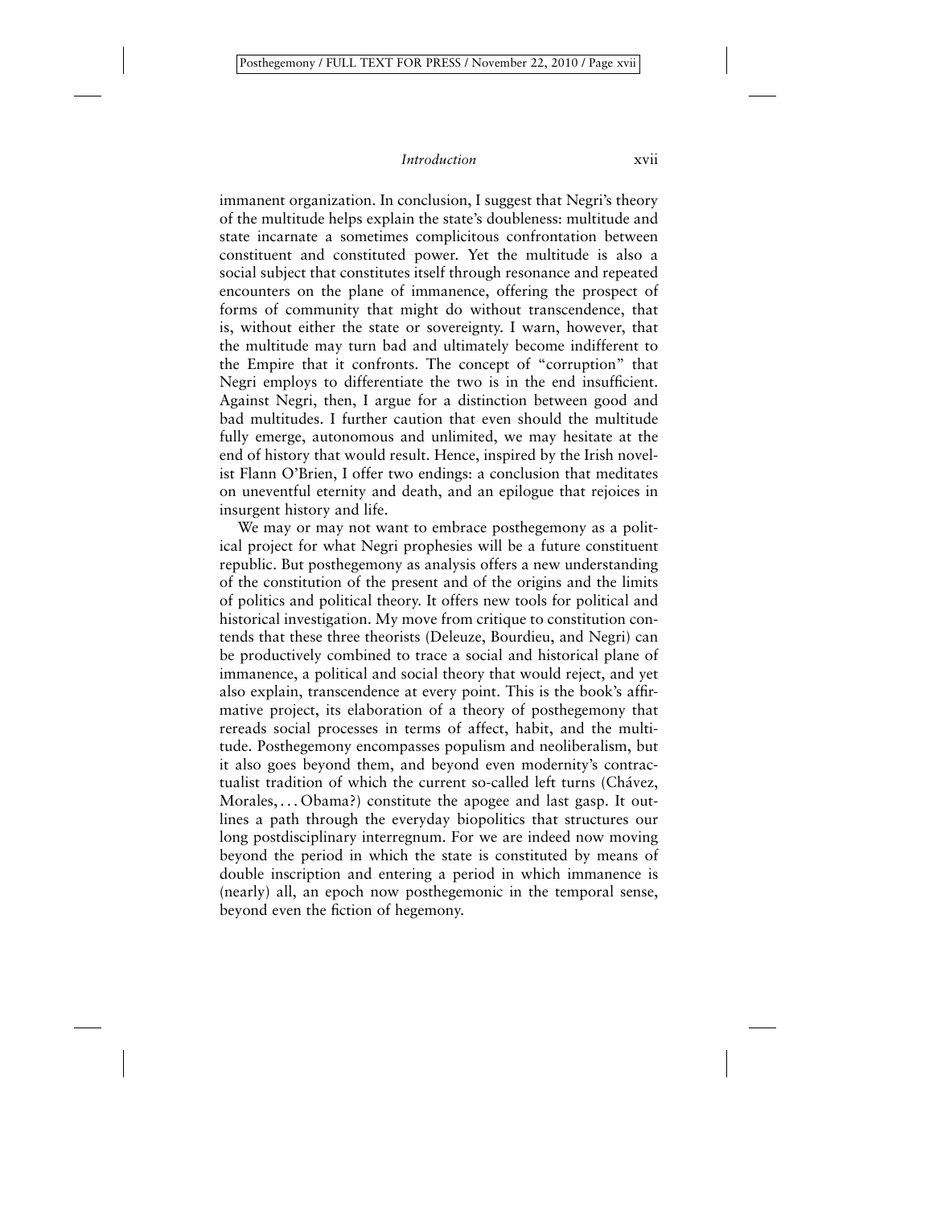immanent organization. In conclusion, I suggest that Negri's theory of the multitude helps explain the state's doubleness: multitude and state incarnate a sometimes complicitous confrontation between constituent and constituted power. Yet the multitude is also a social subject that constitutes itself through resonance and repeated encounters on the plane of immanence, offering the prospect of forms of community that might do without transcendence, that is, without either the state or sovereignty. I warn, however, that the multitude may turn bad and ultimately become indifferent to the Empire that it confronts. The concept of "corruption" that Negri employs to differentiate the two is in the end insufficient. Against Negri, then, I argue for a distinction between good and bad multitudes. I further caution that even should the multitude fully emerge, autonomous and unlimited, we may hesitate at the end of history that would result. Hence, inspired by the Irish novelist Flann O'Brien, I offer two endings: a conclusion that meditates on uneventful eternity and death, and an epilogue that rejoices in insurgent history and life.

We may or may not want to embrace posthegemony as a political project for what Negri prophesies will be a future constituent republic. But posthegemony as analysis offers a new understanding of the constitution of the present and of the origins and the limits of politics and political theory. It offers new tools for political and historical investigation. My move from critique to constitution contends that these three theorists (Deleuze, Bourdieu, and Negri) can be productively combined to trace a social and historical plane of immanence, a political and social theory that would reject, and yet also explain, transcendence at every point. This is the book's affirmative project, its elaboration of a theory of posthegemony that rereads social processes in terms of affect, habit, and the multitude. Posthegemony encompasses populism and neoliberalism, but it also goes beyond them, and beyond even modernity's contractualist tradition of which the current so-called left turns (Chávez, Morales, . . . Obama?) constitute the apogee and last gasp. It outlines a path through the everyday biopolitics that structures our long postdisciplinary interregnum. For we are indeed now moving beyond the period in which the state is constituted by means of double inscription and entering a period in which immanence is (nearly) all, an epoch now posthegemonic in the temporal sense, beyond even the fiction of hegemony.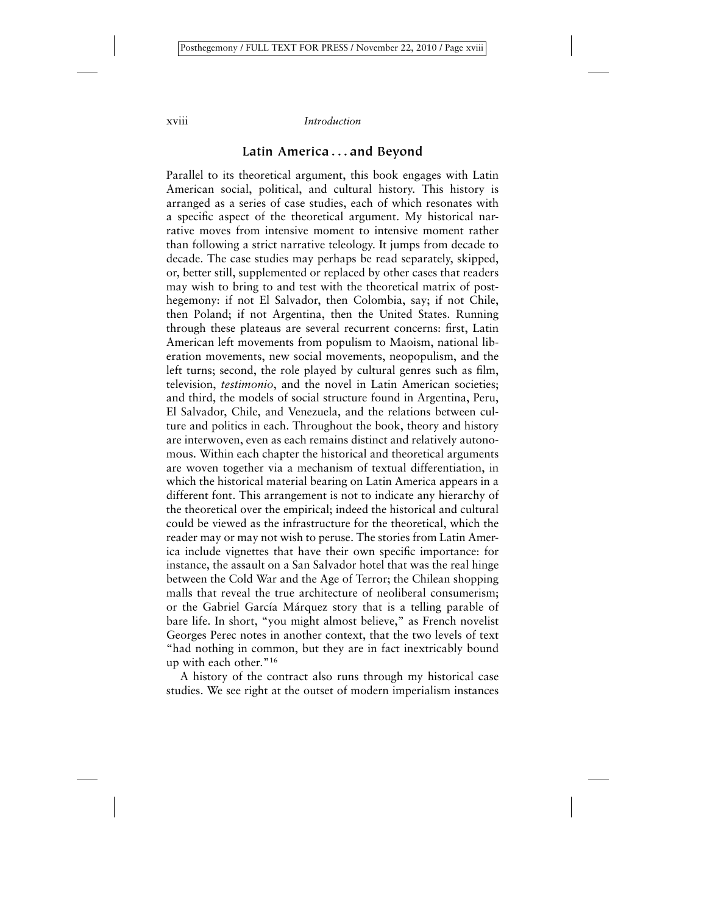## Latin America . . . and Beyond

Parallel to its theoretical argument, this book engages with Latin American social, political, and cultural history. This history is arranged as a series of case studies, each of which resonates with a specific aspect of the theoretical argument. My historical narrative moves from intensive moment to intensive moment rather than following a strict narrative teleology. It jumps from decade to decade. The case studies may perhaps be read separately, skipped, or, better still, supplemented or replaced by other cases that readers may wish to bring to and test with the theoretical matrix of posthegemony: if not El Salvador, then Colombia, say; if not Chile, then Poland; if not Argentina, then the United States. Running through these plateaus are several recurrent concerns: first, Latin American left movements from populism to Maoism, national liberation movements, new social movements, neopopulism, and the left turns; second, the role played by cultural genres such as film, television, *testimonio*, and the novel in Latin American societies; and third, the models of social structure found in Argentina, Peru, El Salvador, Chile, and Venezuela, and the relations between culture and politics in each. Throughout the book, theory and history are interwoven, even as each remains distinct and relatively autonomous. Within each chapter the historical and theoretical arguments are woven together via a mechanism of textual differentiation, in which the historical material bearing on Latin America appears in a different font. This arrangement is not to indicate any hierarchy of the theoretical over the empirical; indeed the historical and cultural could be viewed as the infrastructure for the theoretical, which the reader may or may not wish to peruse. The stories from Latin America include vignettes that have their own specific importance: for instance, the assault on a San Salvador hotel that was the real hinge between the Cold War and the Age of Terror; the Chilean shopping malls that reveal the true architecture of neoliberal consumerism; or the Gabriel García Márquez story that is a telling parable of bare life. In short, "you might almost believe," as French novelist Georges Perec notes in another context, that the two levels of text "had nothing in common, but they are in fact inextricably bound up with each other."[16]

A history of the contract also runs through my historical case studies. We see right at the outset of modern imperialism instances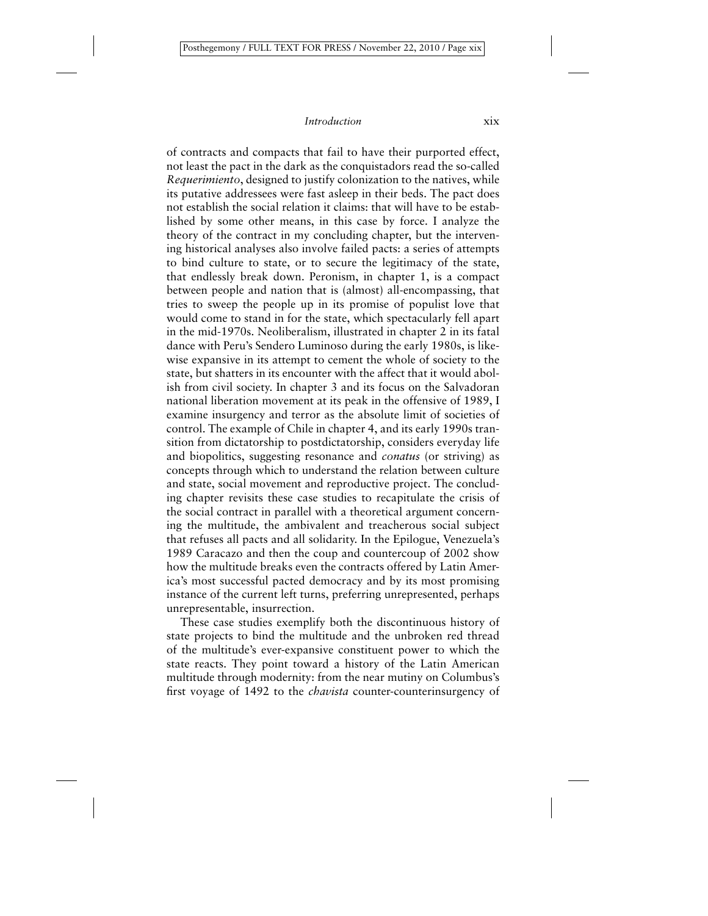of contracts and compacts that fail to have their purported effect, not least the pact in the dark as the conquistadors read the so-called *Requerimiento*, designed to justify colonization to the natives, while its putative addressees were fast asleep in their beds. The pact does not establish the social relation it claims: that will have to be established by some other means, in this case by force. I analyze the theory of the contract in my concluding chapter, but the intervening historical analyses also involve failed pacts: a series of attempts to bind culture to state, or to secure the legitimacy of the state, that endlessly break down. Peronism, in chapter 1, is a compact between people and nation that is (almost) all-encompassing, that tries to sweep the people up in its promise of populist love that would come to stand in for the state, which spectacularly fell apart in the mid-1970s. Neoliberalism, illustrated in chapter 2 in its fatal dance with Peru's Sendero Luminoso during the early 1980s, is likewise expansive in its attempt to cement the whole of society to the state, but shatters in its encounter with the affect that it would abolish from civil society. In chapter 3 and its focus on the Salvadoran national liberation movement at its peak in the offensive of 1989, I examine insurgency and terror as the absolute limit of societies of control. The example of Chile in chapter 4, and its early 1990s transition from dictatorship to postdictatorship, considers everyday life and biopolitics, suggesting resonance and *conatus* (or striving) as concepts through which to understand the relation between culture and state, social movement and reproductive project. The concluding chapter revisits these case studies to recapitulate the crisis of the social contract in parallel with a theoretical argument concerning the multitude, the ambivalent and treacherous social subject that refuses all pacts and all solidarity. In the Epilogue, Venezuela's 1989 Caracazo and then the coup and countercoup of 2002 show how the multitude breaks even the contracts offered by Latin America's most successful pacted democracy and by its most promising instance of the current left turns, preferring unrepresented, perhaps unrepresentable, insurrection.

These case studies exemplify both the discontinuous history of state projects to bind the multitude and the unbroken red thread of the multitude's ever-expansive constituent power to which the state reacts. They point toward a history of the Latin American multitude through modernity: from the near mutiny on Columbus's first voyage of 1492 to the *chavista* counter-counterinsurgency of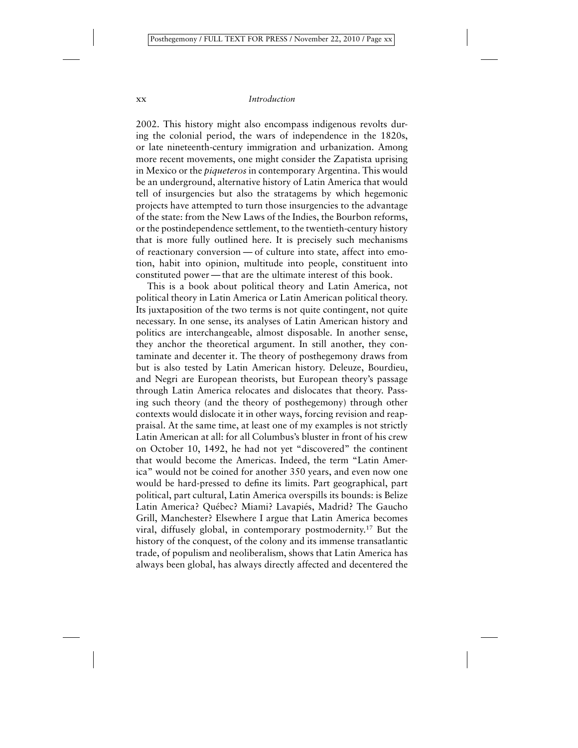2002. This history might also encompass indigenous revolts during the colonial period, the wars of independence in the 1820s, or late nineteenth-century immigration and urbanization. Among more recent movements, one might consider the Zapatista uprising in Mexico or the *piqueteros* in contemporary Argentina. This would be an underground, alternative history of Latin America that would tell of insurgencies but also the stratagems by which hegemonic projects have attempted to turn those insurgencies to the advantage of the state: from the New Laws of the Indies, the Bourbon reforms, or the postindependence settlement, to the twentieth-century history that is more fully outlined here. It is precisely such mechanisms of reactionary conversion — of culture into state, affect into emotion, habit into opinion, multitude into people, constituent into constituted power — that are the ultimate interest of this book.

This is a book about political theory and Latin America, not political theory in Latin America or Latin American political theory. Its juxtaposition of the two terms is not quite contingent, not quite necessary. In one sense, its analyses of Latin American history and politics are interchangeable, almost disposable. In another sense, they anchor the theoretical argument. In still another, they contaminate and decenter it. The theory of posthegemony draws from but is also tested by Latin American history. Deleuze, Bourdieu, and Negri are European theorists, but European theory's passage through Latin America relocates and dislocates that theory. Passing such theory (and the theory of posthegemony) through other contexts would dislocate it in other ways, forcing revision and reappraisal. At the same time, at least one of my examples is not strictly Latin American at all: for all Columbus's bluster in front of his crew on October 10, 1492, he had not yet "discovered" the continent that would become the Americas. Indeed, the term "Latin America" would not be coined for another 350 years, and even now one would be hard-pressed to define its limits. Part geographical, part political, part cultural, Latin America overspills its bounds: is Belize Latin America? Québec? Miami? Lavapiés, Madrid? The Gaucho Grill, Manchester? Elsewhere I argue that Latin America becomes viral, diffusely global, in contemporary postmodernity.[17] But the history of the conquest, of the colony and its immense transatlantic trade, of populism and neoliberalism, shows that Latin America has always been global, has always directly affected and decentered the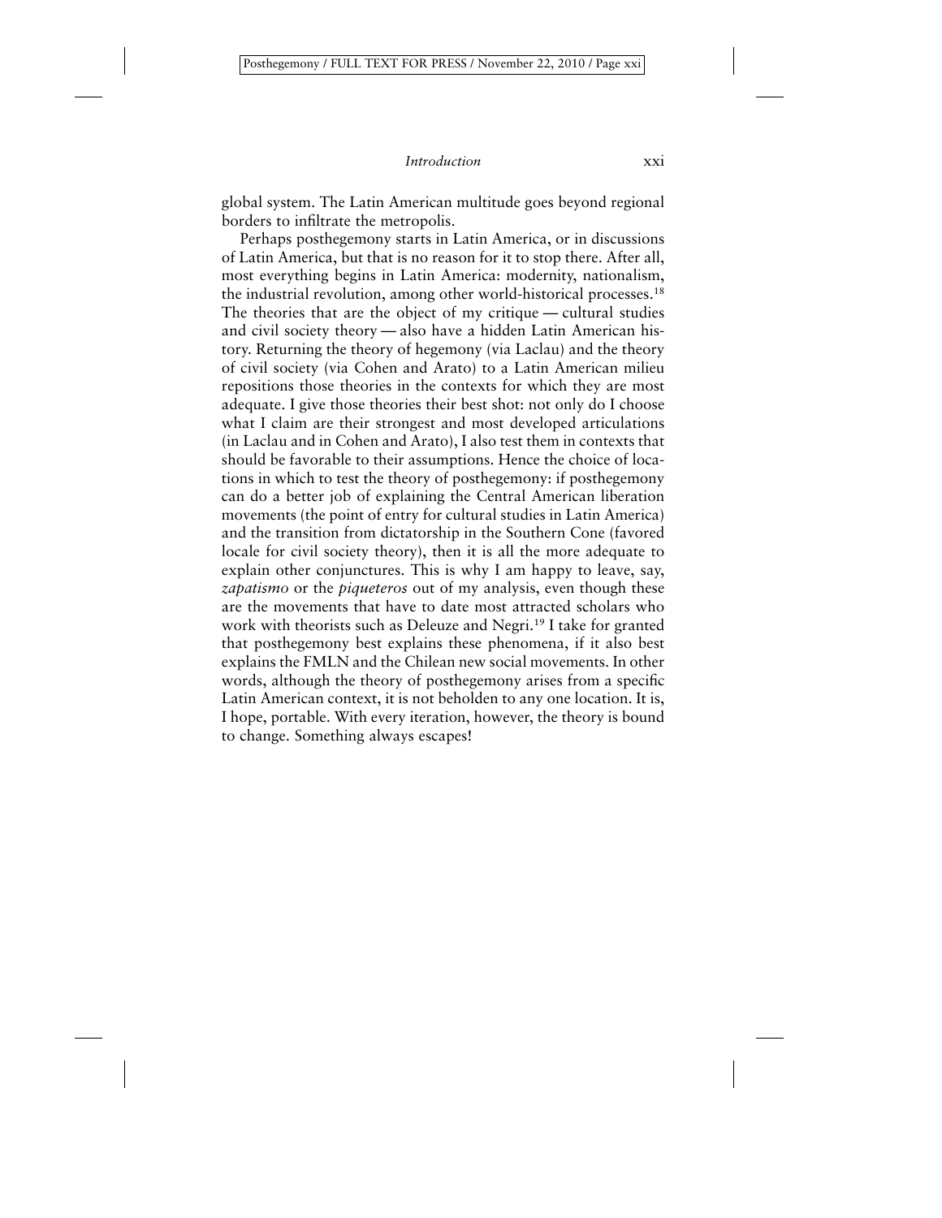global system. The Latin American multitude goes beyond regional borders to infiltrate the metropolis.

Perhaps posthegemony starts in Latin America, or in discussions of Latin America, but that is no reason for it to stop there. After all, most everything begins in Latin America: modernity, nationalism, the industrial revolution, among other world-historical processes.[18] The theories that are the object of my critique — cultural studies and civil society theory — also have a hidden Latin American history. Returning the theory of hegemony (via Laclau) and the theory of civil society (via Cohen and Arato) to a Latin American milieu repositions those theories in the contexts for which they are most adequate. I give those theories their best shot: not only do I choose what I claim are their strongest and most developed articulations (in Laclau and in Cohen and Arato), I also test them in contexts that should be favorable to their assumptions. Hence the choice of locations in which to test the theory of posthegemony: if posthegemony can do a better job of explaining the Central American liberation movements (the point of entry for cultural studies in Latin America) and the transition from dictatorship in the Southern Cone (favored locale for civil society theory), then it is all the more adequate to explain other conjunctures. This is why I am happy to leave, say, *zapatismo* or the *piqueteros* out of my analysis, even though these are the movements that have to date most attracted scholars who work with theorists such as Deleuze and Negri.[19] I take for granted that posthegemony best explains these phenomena, if it also best explains the FMLN and the Chilean new social movements. In other words, although the theory of posthegemony arises from a specific Latin American context, it is not beholden to any one location. It is, I hope, portable. With every iteration, however, the theory is bound to change. Something always escapes!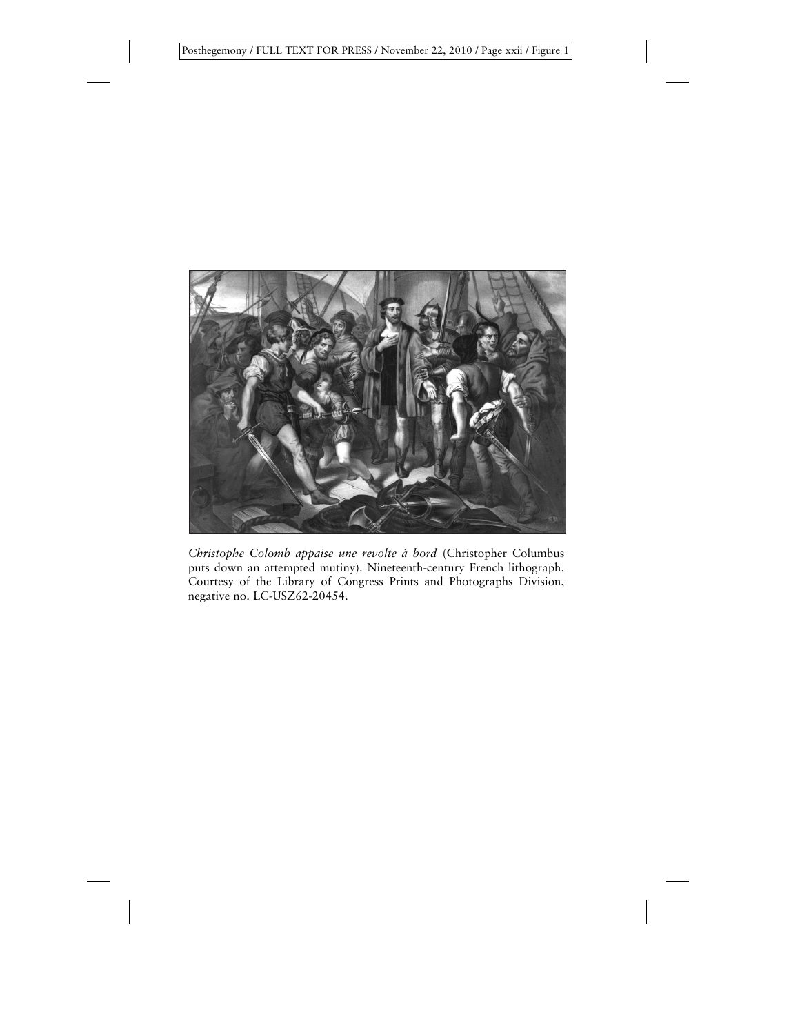*Christophe Colomb appaise une revolte à bord* (Christopher Columbus puts down an attempted mutiny). Nineteenth-century French lithograph. Courtesy of the Library of Congress Prints and Photographs Division, negative no. LC-USZ62-20454.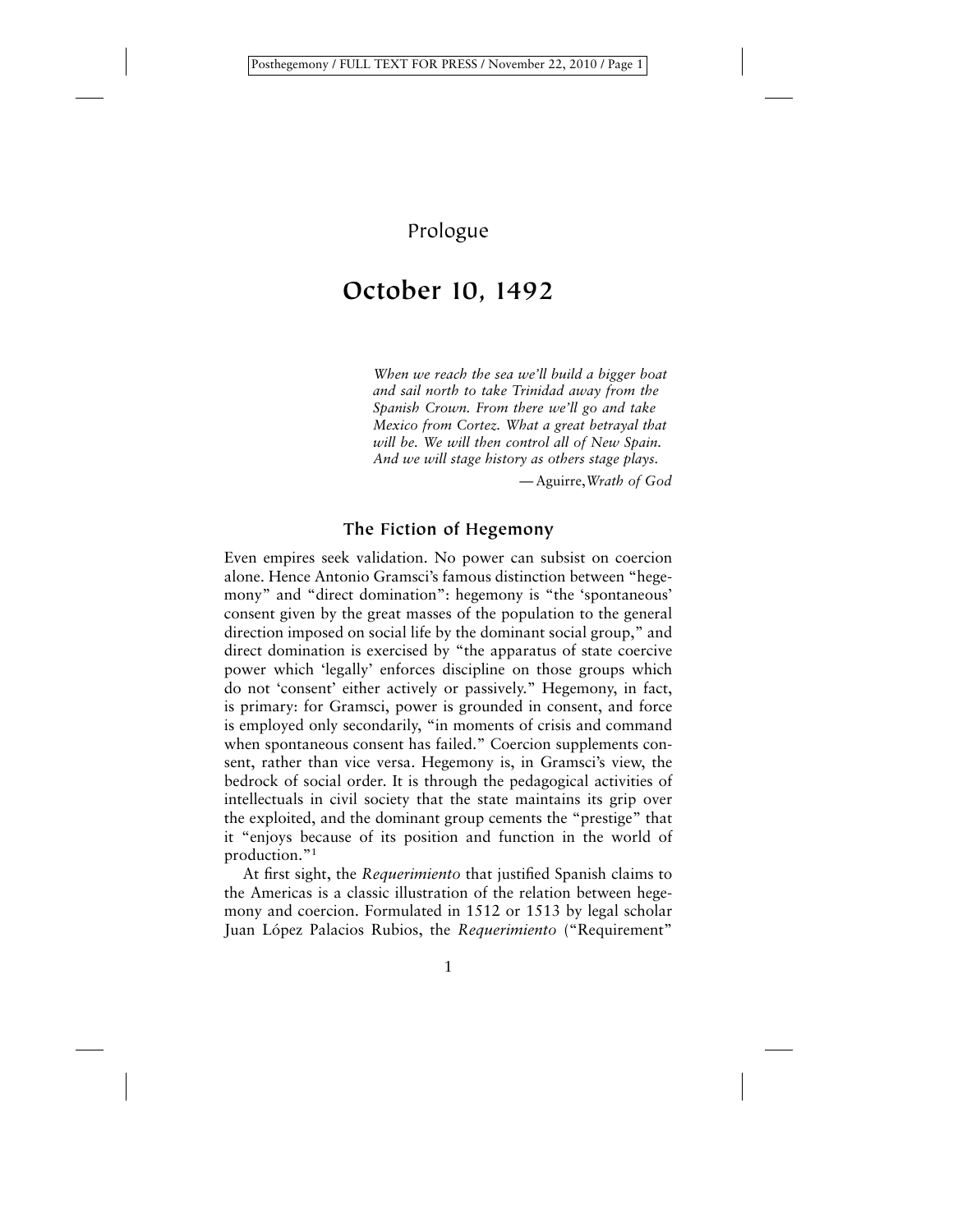Prologue

# October 10, 1492

> *When we reach the sea we'll build a bigger boat and sail north to take Trinidad away from the Spanish Crown. From there we'll go and take Mexico from Cortez. What a great betrayal that will be. We will then control all of New Spain. And we will stage history as others stage plays.*
>
> —Aguirre, *Wrath of God*

## The Fiction of Hegemony

Even empires seek validation. No power can subsist on coercion alone. Hence Antonio Gramsci's famous distinction between "hegemony" and "direct domination": hegemony is "the 'spontaneous' consent given by the great masses of the population to the general direction imposed on social life by the dominant social group," and direct domination is exercised by "the apparatus of state coercive power which 'legally' enforces discipline on those groups which do not 'consent' either actively or passively." Hegemony, in fact, is primary: for Gramsci, power is grounded in consent, and force is employed only secondarily, "in moments of crisis and command when spontaneous consent has failed." Coercion supplements consent, rather than vice versa. Hegemony is, in Gramsci's view, the bedrock of social order. It is through the pedagogical activities of intellectuals in civil society that the state maintains its grip over the exploited, and the dominant group cements the "prestige" that it "enjoys because of its position and function in the world of production."[1]

At first sight, the *Requerimiento* that justified Spanish claims to the Americas is a classic illustration of the relation between hegemony and coercion. Formulated in 1512 or 1513 by legal scholar Juan López Palacios Rubios, the *Requerimiento* ("Requirement"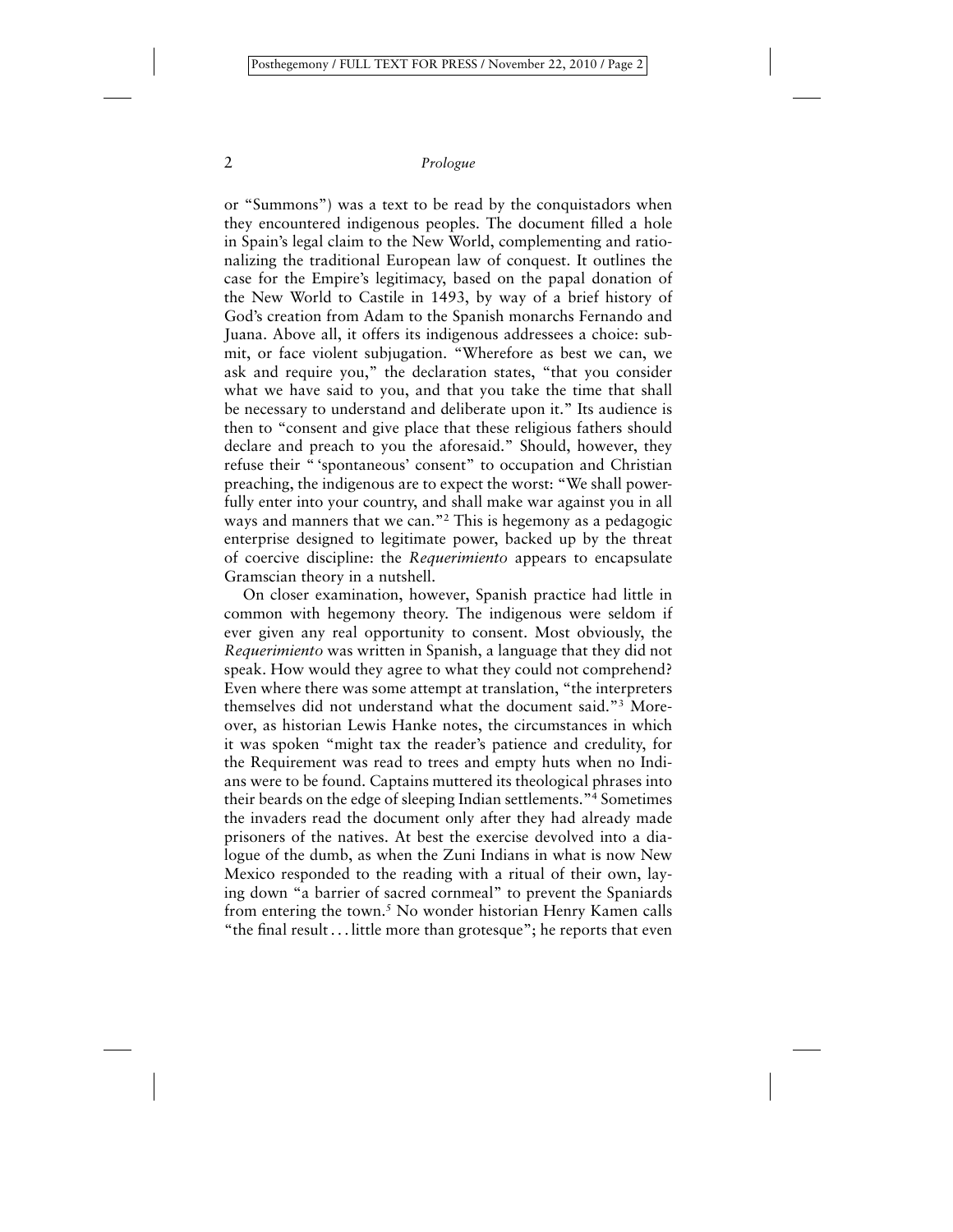or "Summons") was a text to be read by the conquistadors when they encountered indigenous peoples. The document filled a hole in Spain's legal claim to the New World, complementing and rationalizing the traditional European law of conquest. It outlines the case for the Empire's legitimacy, based on the papal donation of the New World to Castile in 1493, by way of a brief history of God's creation from Adam to the Spanish monarchs Fernando and Juana. Above all, it offers its indigenous addressees a choice: submit, or face violent subjugation. "Wherefore as best we can, we ask and require you," the declaration states, "that you consider what we have said to you, and that you take the time that shall be necessary to understand and deliberate upon it." Its audience is then to "consent and give place that these religious fathers should declare and preach to you the aforesaid." Should, however, they refuse their " 'spontaneous' consent" to occupation and Christian preaching, the indigenous are to expect the worst: "We shall powerfully enter into your country, and shall make war against you in all ways and manners that we can."[2] This is hegemony as a pedagogic enterprise designed to legitimate power, backed up by the threat of coercive discipline: the *Requerimiento* appears to encapsulate Gramscian theory in a nutshell.

On closer examination, however, Spanish practice had little in common with hegemony theory. The indigenous were seldom if ever given any real opportunity to consent. Most obviously, the *Requerimiento* was written in Spanish, a language that they did not speak. How would they agree to what they could not comprehend? Even where there was some attempt at translation, "the interpreters themselves did not understand what the document said."[3] Moreover, as historian Lewis Hanke notes, the circumstances in which it was spoken "might tax the reader's patience and credulity, for the Requirement was read to trees and empty huts when no Indians were to be found. Captains muttered its theological phrases into their beards on the edge of sleeping Indian settlements."[4] Sometimes the invaders read the document only after they had already made prisoners of the natives. At best the exercise devolved into a dialogue of the dumb, as when the Zuni Indians in what is now New Mexico responded to the reading with a ritual of their own, laying down "a barrier of sacred cornmeal" to prevent the Spaniards from entering the town.[5] No wonder historian Henry Kamen calls "the final result . . . little more than grotesque"; he reports that even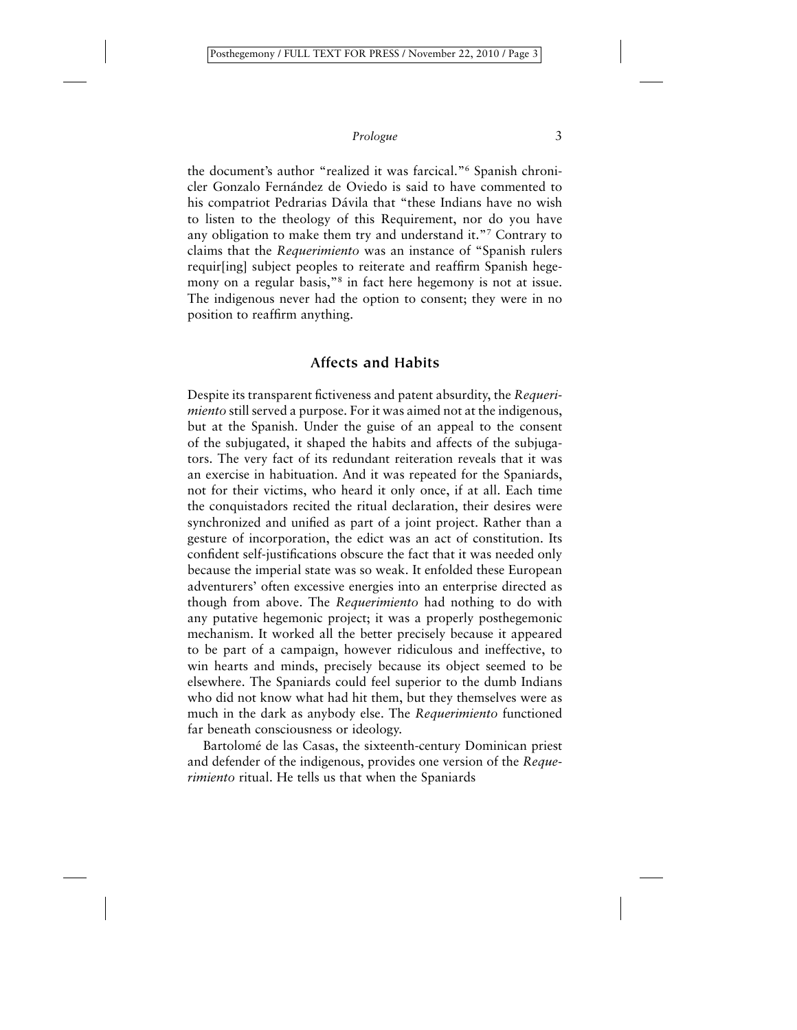the document's author "realized it was farcical."[6] Spanish chronicler Gonzalo Fernández de Oviedo is said to have commented to his compatriot Pedrarias Dávila that "these Indians have no wish to listen to the theology of this Requirement, nor do you have any obligation to make them try and understand it."[7] Contrary to claims that the *Requerimiento* was an instance of "Spanish rulers requir[ing] subject peoples to reiterate and reaffirm Spanish hegemony on a regular basis,"[8] in fact here hegemony is not at issue. The indigenous never had the option to consent; they were in no position to reaffirm anything.

## Affects and Habits

Despite its transparent fictiveness and patent absurdity, the *Requerimiento* still served a purpose. For it was aimed not at the indigenous, but at the Spanish. Under the guise of an appeal to the consent of the subjugated, it shaped the habits and affects of the subjugators. The very fact of its redundant reiteration reveals that it was an exercise in habituation. And it was repeated for the Spaniards, not for their victims, who heard it only once, if at all. Each time the conquistadors recited the ritual declaration, their desires were synchronized and unified as part of a joint project. Rather than a gesture of incorporation, the edict was an act of constitution. Its confident self-justifications obscure the fact that it was needed only because the imperial state was so weak. It enfolded these European adventurers' often excessive energies into an enterprise directed as though from above. The *Requerimiento* had nothing to do with any putative hegemonic project; it was a properly posthegemonic mechanism. It worked all the better precisely because it appeared to be part of a campaign, however ridiculous and ineffective, to win hearts and minds, precisely because its object seemed to be elsewhere. The Spaniards could feel superior to the dumb Indians who did not know what had hit them, but they themselves were as much in the dark as anybody else. The *Requerimiento* functioned far beneath consciousness or ideology.

Bartolomé de las Casas, the sixteenth-century Dominican priest and defender of the indigenous, provides one version of the *Requerimiento* ritual. He tells us that when the Spaniards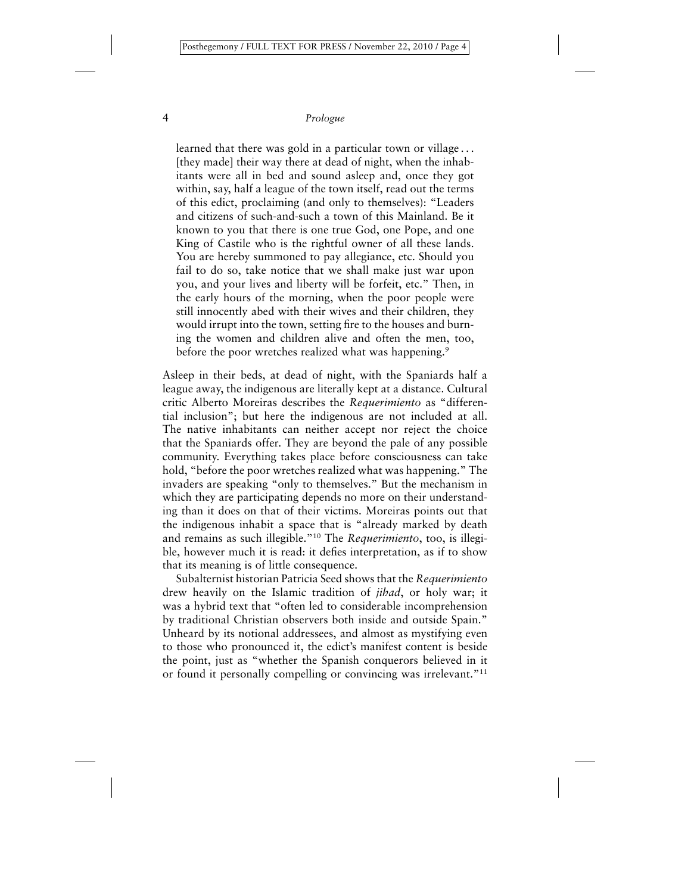> learned that there was gold in a particular town or village . . . [they made] their way there at dead of night, when the inhabitants were all in bed and sound asleep and, once they got within, say, half a league of the town itself, read out the terms of this edict, proclaiming (and only to themselves): "Leaders and citizens of such-and-such a town of this Mainland. Be it known to you that there is one true God, one Pope, and one King of Castile who is the rightful owner of all these lands. You are hereby summoned to pay allegiance, etc. Should you fail to do so, take notice that we shall make just war upon you, and your lives and liberty will be forfeit, etc." Then, in the early hours of the morning, when the poor people were still innocently abed with their wives and their children, they would irrupt into the town, setting fire to the houses and burning the women and children alive and often the men, too, before the poor wretches realized what was happening.[9]

Asleep in their beds, at dead of night, with the Spaniards half a league away, the indigenous are literally kept at a distance. Cultural critic Alberto Moreiras describes the *Requerimiento* as "differential inclusion"; but here the indigenous are not included at all. The native inhabitants can neither accept nor reject the choice that the Spaniards offer. They are beyond the pale of any possible community. Everything takes place before consciousness can take hold, "before the poor wretches realized what was happening." The invaders are speaking "only to themselves." But the mechanism in which they are participating depends no more on their understanding than it does on that of their victims. Moreiras points out that the indigenous inhabit a space that is "already marked by death and remains as such illegible."[10] The *Requerimiento*, too, is illegible, however much it is read: it defies interpretation, as if to show that its meaning is of little consequence.

Subalternist historian Patricia Seed shows that the *Requerimiento* drew heavily on the Islamic tradition of *jihad*, or holy war; it was a hybrid text that "often led to considerable incomprehension by traditional Christian observers both inside and outside Spain." Unheard by its notional addressees, and almost as mystifying even to those who pronounced it, the edict's manifest content is beside the point, just as "whether the Spanish conquerors believed in it or found it personally compelling or convincing was irrelevant."[11]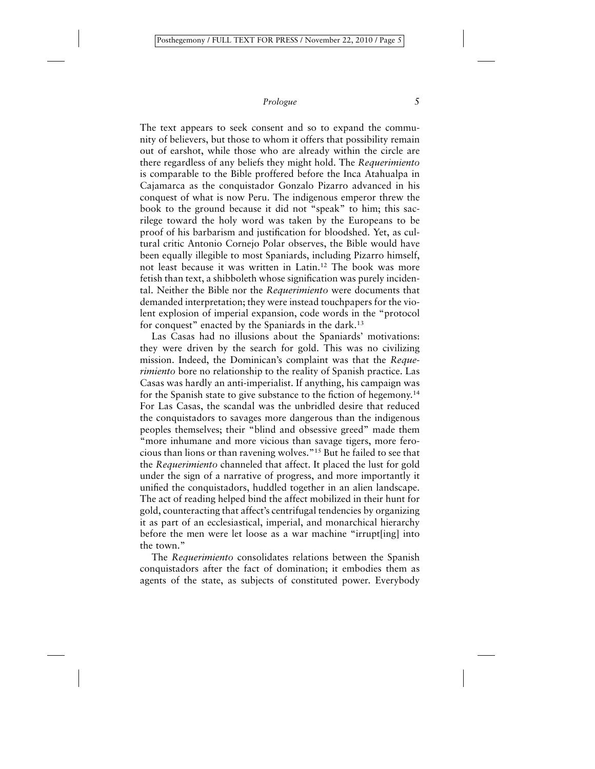The text appears to seek consent and so to expand the community of believers, but those to whom it offers that possibility remain out of earshot, while those who are already within the circle are there regardless of any beliefs they might hold. The *Requerimiento* is comparable to the Bible proffered before the Inca Atahualpa in Cajamarca as the conquistador Gonzalo Pizarro advanced in his conquest of what is now Peru. The indigenous emperor threw the book to the ground because it did not "speak" to him; this sacrilege toward the holy word was taken by the Europeans to be proof of his barbarism and justification for bloodshed. Yet, as cultural critic Antonio Cornejo Polar observes, the Bible would have been equally illegible to most Spaniards, including Pizarro himself, not least because it was written in Latin.[12] The book was more fetish than text, a shibboleth whose signification was purely incidental. Neither the Bible nor the *Requerimiento* were documents that demanded interpretation; they were instead touchpapers for the violent explosion of imperial expansion, code words in the "protocol for conquest" enacted by the Spaniards in the dark.[13]

Las Casas had no illusions about the Spaniards' motivations: they were driven by the search for gold. This was no civilizing mission. Indeed, the Dominican's complaint was that the *Requerimiento* bore no relationship to the reality of Spanish practice. Las Casas was hardly an anti-imperialist. If anything, his campaign was for the Spanish state to give substance to the fiction of hegemony.[14] For Las Casas, the scandal was the unbridled desire that reduced the conquistadors to savages more dangerous than the indigenous peoples themselves; their "blind and obsessive greed" made them "more inhumane and more vicious than savage tigers, more ferocious than lions or than ravening wolves."[15] But he failed to see that the *Requerimiento* channeled that affect. It placed the lust for gold under the sign of a narrative of progress, and more importantly it unified the conquistadors, huddled together in an alien landscape. The act of reading helped bind the affect mobilized in their hunt for gold, counteracting that affect's centrifugal tendencies by organizing it as part of an ecclesiastical, imperial, and monarchical hierarchy before the men were let loose as a war machine "irrupt[ing] into the town."

The *Requerimiento* consolidates relations between the Spanish conquistadors after the fact of domination; it embodies them as agents of the state, as subjects of constituted power. Everybody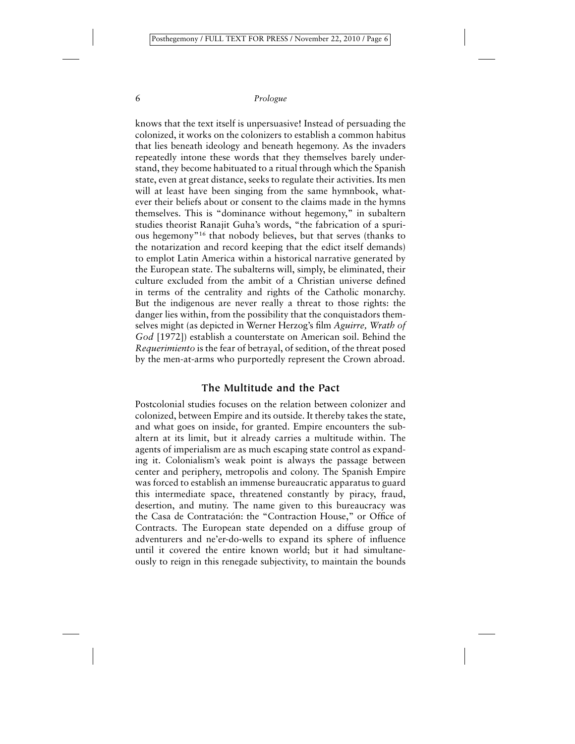knows that the text itself is unpersuasive! Instead of persuading the colonized, it works on the colonizers to establish a common habitus that lies beneath ideology and beneath hegemony. As the invaders repeatedly intone these words that they themselves barely understand, they become habituated to a ritual through which the Spanish state, even at great distance, seeks to regulate their activities. Its men will at least have been singing from the same hymnbook, whatever their beliefs about or consent to the claims made in the hymns themselves. This is "dominance without hegemony," in subaltern studies theorist Ranajit Guha's words, "the fabrication of a spurious hegemony"[16] that nobody believes, but that serves (thanks to the notarization and record keeping that the edict itself demands) to emplot Latin America within a historical narrative generated by the European state. The subalterns will, simply, be eliminated, their culture excluded from the ambit of a Christian universe defined in terms of the centrality and rights of the Catholic monarchy. But the indigenous are never really a threat to those rights: the danger lies within, from the possibility that the conquistadors themselves might (as depicted in Werner Herzog's film *Aguirre, Wrath of God* [1972]) establish a counterstate on American soil. Behind the *Requerimiento* is the fear of betrayal, of sedition, of the threat posed by the men-at-arms who purportedly represent the Crown abroad.

## The Multitude and the Pact

Postcolonial studies focuses on the relation between colonizer and colonized, between Empire and its outside. It thereby takes the state, and what goes on inside, for granted. Empire encounters the subaltern at its limit, but it already carries a multitude within. The agents of imperialism are as much escaping state control as expanding it. Colonialism's weak point is always the passage between center and periphery, metropolis and colony. The Spanish Empire was forced to establish an immense bureaucratic apparatus to guard this intermediate space, threatened constantly by piracy, fraud, desertion, and mutiny. The name given to this bureaucracy was the Casa de Contratación: the "Contraction House," or Office of Contracts. The European state depended on a diffuse group of adventurers and ne'er-do-wells to expand its sphere of influence until it covered the entire known world; but it had simultaneously to reign in this renegade subjectivity, to maintain the bounds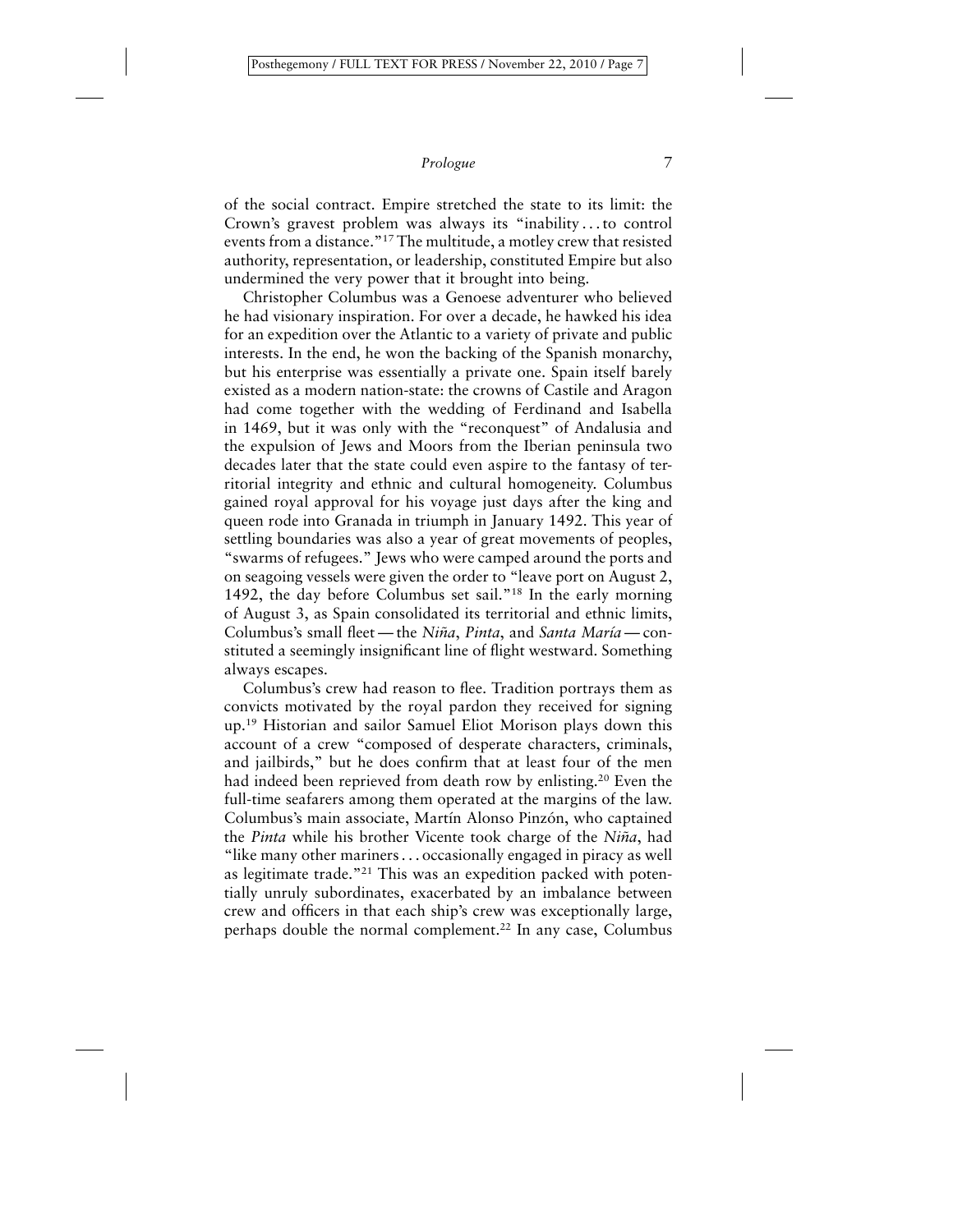of the social contract. Empire stretched the state to its limit: the Crown's gravest problem was always its "inability . . . to control events from a distance."[17] The multitude, a motley crew that resisted authority, representation, or leadership, constituted Empire but also undermined the very power that it brought into being.

Christopher Columbus was a Genoese adventurer who believed he had visionary inspiration. For over a decade, he hawked his idea for an expedition over the Atlantic to a variety of private and public interests. In the end, he won the backing of the Spanish monarchy, but his enterprise was essentially a private one. Spain itself barely existed as a modern nation-state: the crowns of Castile and Aragon had come together with the wedding of Ferdinand and Isabella in 1469, but it was only with the "reconquest" of Andalusia and the expulsion of Jews and Moors from the Iberian peninsula two decades later that the state could even aspire to the fantasy of territorial integrity and ethnic and cultural homogeneity. Columbus gained royal approval for his voyage just days after the king and queen rode into Granada in triumph in January 1492. This year of settling boundaries was also a year of great movements of peoples, "swarms of refugees." Jews who were camped around the ports and on seagoing vessels were given the order to "leave port on August 2, 1492, the day before Columbus set sail."[18] In the early morning of August 3, as Spain consolidated its territorial and ethnic limits, Columbus's small fleet — the *Niña*, *Pinta*, and *Santa María* — constituted a seemingly insignificant line of flight westward. Something always escapes.

Columbus's crew had reason to flee. Tradition portrays them as convicts motivated by the royal pardon they received for signing up.[19] Historian and sailor Samuel Eliot Morison plays down this account of a crew "composed of desperate characters, criminals, and jailbirds," but he does confirm that at least four of the men had indeed been reprieved from death row by enlisting.[20] Even the full-time seafarers among them operated at the margins of the law. Columbus's main associate, Martín Alonso Pinzón, who captained the *Pinta* while his brother Vicente took charge of the *Niña*, had "like many other mariners . . . occasionally engaged in piracy as well as legitimate trade."[21] This was an expedition packed with potentially unruly subordinates, exacerbated by an imbalance between crew and officers in that each ship's crew was exceptionally large, perhaps double the normal complement.[22] In any case, Columbus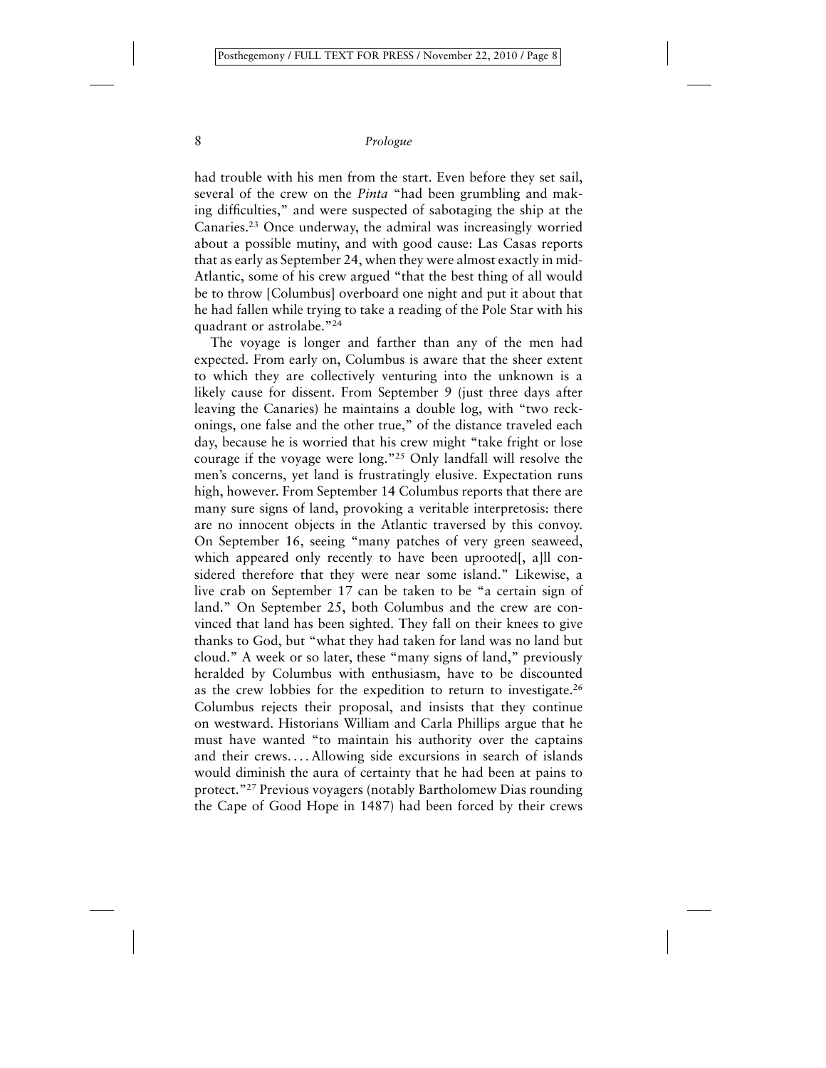had trouble with his men from the start. Even before they set sail, several of the crew on the *Pinta* "had been grumbling and making difficulties," and were suspected of sabotaging the ship at the Canaries.[23] Once underway, the admiral was increasingly worried about a possible mutiny, and with good cause: Las Casas reports that as early as September 24, when they were almost exactly in mid-Atlantic, some of his crew argued "that the best thing of all would be to throw [Columbus] overboard one night and put it about that he had fallen while trying to take a reading of the Pole Star with his quadrant or astrolabe."[24]

The voyage is longer and farther than any of the men had expected. From early on, Columbus is aware that the sheer extent to which they are collectively venturing into the unknown is a likely cause for dissent. From September 9 (just three days after leaving the Canaries) he maintains a double log, with "two reckonings, one false and the other true," of the distance traveled each day, because he is worried that his crew might "take fright or lose courage if the voyage were long."[25] Only landfall will resolve the men's concerns, yet land is frustratingly elusive. Expectation runs high, however. From September 14 Columbus reports that there are many sure signs of land, provoking a veritable interpretosis: there are no innocent objects in the Atlantic traversed by this convoy. On September 16, seeing "many patches of very green seaweed, which appeared only recently to have been uprooted[, a]ll considered therefore that they were near some island." Likewise, a live crab on September 17 can be taken to be "a certain sign of land." On September 25, both Columbus and the crew are convinced that land has been sighted. They fall on their knees to give thanks to God, but "what they had taken for land was no land but cloud." A week or so later, these "many signs of land," previously heralded by Columbus with enthusiasm, have to be discounted as the crew lobbies for the expedition to return to investigate.[26] Columbus rejects their proposal, and insists that they continue on westward. Historians William and Carla Phillips argue that he must have wanted "to maintain his authority over the captains and their crews. . . . Allowing side excursions in search of islands would diminish the aura of certainty that he had been at pains to protect."[27] Previous voyagers (notably Bartholomew Dias rounding the Cape of Good Hope in 1487) had been forced by their crews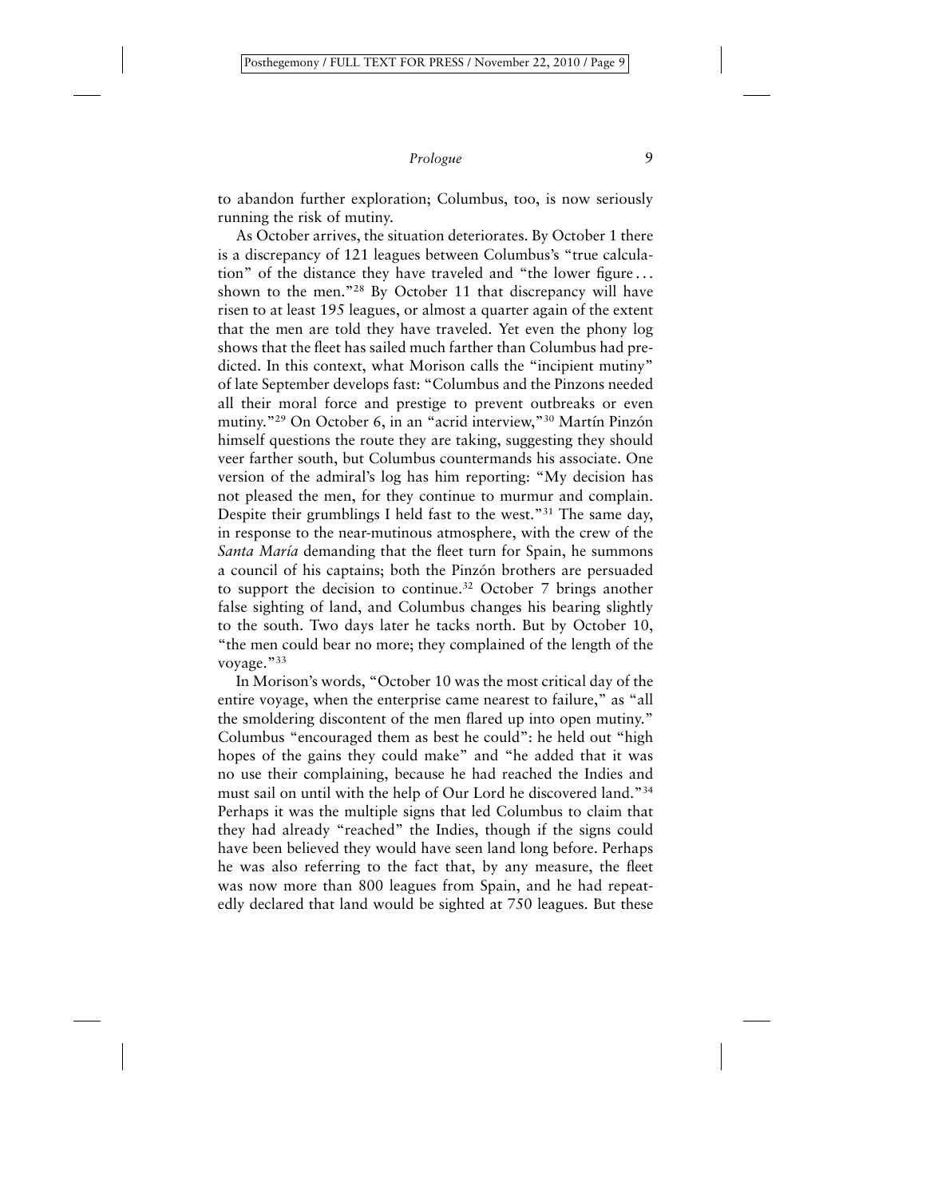to abandon further exploration; Columbus, too, is now seriously running the risk of mutiny.

As October arrives, the situation deteriorates. By October 1 there is a discrepancy of 121 leagues between Columbus's "true calculation" of the distance they have traveled and "the lower figure . . . shown to the men."[28] By October 11 that discrepancy will have risen to at least 195 leagues, or almost a quarter again of the extent that the men are told they have traveled. Yet even the phony log shows that the fleet has sailed much farther than Columbus had predicted. In this context, what Morison calls the "incipient mutiny" of late September develops fast: "Columbus and the Pinzons needed all their moral force and prestige to prevent outbreaks or even mutiny."[29] On October 6, in an "acrid interview,"[30] Martín Pinzón himself questions the route they are taking, suggesting they should veer farther south, but Columbus countermands his associate. One version of the admiral's log has him reporting: "My decision has not pleased the men, for they continue to murmur and complain. Despite their grumblings I held fast to the west."[31] The same day, in response to the near-mutinous atmosphere, with the crew of the *Santa María* demanding that the fleet turn for Spain, he summons a council of his captains; both the Pinzón brothers are persuaded to support the decision to continue.[32] October 7 brings another false sighting of land, and Columbus changes his bearing slightly to the south. Two days later he tacks north. But by October 10, "the men could bear no more; they complained of the length of the voyage."[33]

In Morison's words, "October 10 was the most critical day of the entire voyage, when the enterprise came nearest to failure," as "all the smoldering discontent of the men flared up into open mutiny." Columbus "encouraged them as best he could": he held out "high hopes of the gains they could make" and "he added that it was no use their complaining, because he had reached the Indies and must sail on until with the help of Our Lord he discovered land."[34] Perhaps it was the multiple signs that led Columbus to claim that they had already "reached" the Indies, though if the signs could have been believed they would have seen land long before. Perhaps he was also referring to the fact that, by any measure, the fleet was now more than 800 leagues from Spain, and he had repeatedly declared that land would be sighted at 750 leagues. But these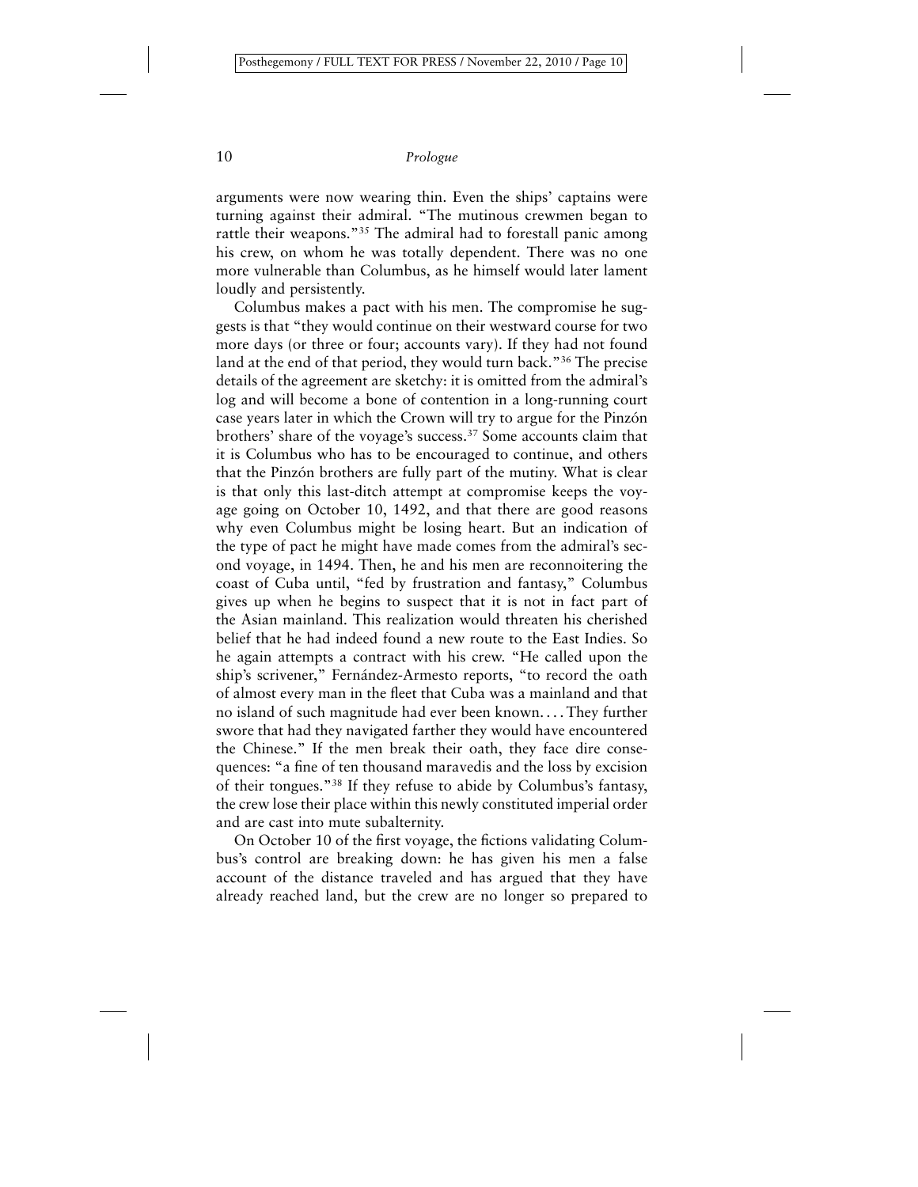arguments were now wearing thin. Even the ships' captains were turning against their admiral. "The mutinous crewmen began to rattle their weapons."[35] The admiral had to forestall panic among his crew, on whom he was totally dependent. There was no one more vulnerable than Columbus, as he himself would later lament loudly and persistently.

Columbus makes a pact with his men. The compromise he suggests is that "they would continue on their westward course for two more days (or three or four; accounts vary). If they had not found land at the end of that period, they would turn back."[36] The precise details of the agreement are sketchy: it is omitted from the admiral's log and will become a bone of contention in a long-running court case years later in which the Crown will try to argue for the Pinzón brothers' share of the voyage's success.[37] Some accounts claim that it is Columbus who has to be encouraged to continue, and others that the Pinzón brothers are fully part of the mutiny. What is clear is that only this last-ditch attempt at compromise keeps the voyage going on October 10, 1492, and that there are good reasons why even Columbus might be losing heart. But an indication of the type of pact he might have made comes from the admiral's second voyage, in 1494. Then, he and his men are reconnoitering the coast of Cuba until, "fed by frustration and fantasy," Columbus gives up when he begins to suspect that it is not in fact part of the Asian mainland. This realization would threaten his cherished belief that he had indeed found a new route to the East Indies. So he again attempts a contract with his crew. "He called upon the ship's scrivener," Fernández-Armesto reports, "to record the oath of almost every man in the fleet that Cuba was a mainland and that no island of such magnitude had ever been known. . . . They further swore that had they navigated farther they would have encountered the Chinese." If the men break their oath, they face dire consequences: "a fine of ten thousand maravedis and the loss by excision of their tongues."[38] If they refuse to abide by Columbus's fantasy, the crew lose their place within this newly constituted imperial order and are cast into mute subalternity.

On October 10 of the first voyage, the fictions validating Columbus's control are breaking down: he has given his men a false account of the distance traveled and has argued that they have already reached land, but the crew are no longer so prepared to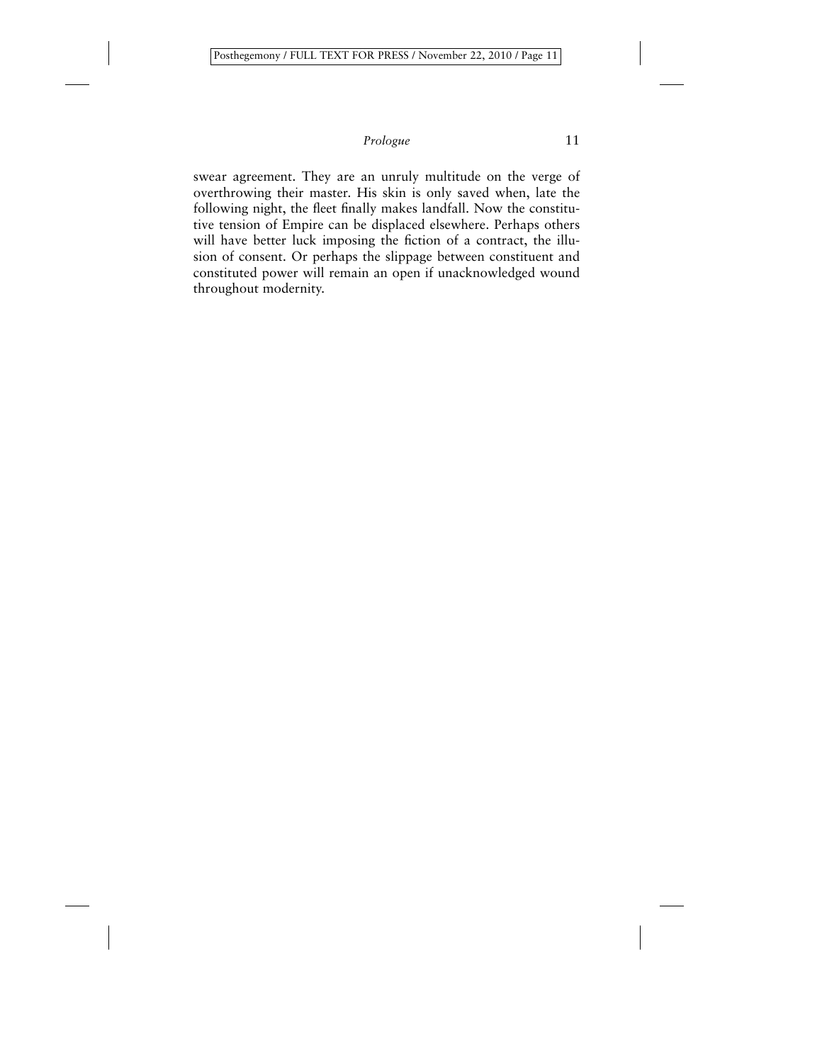swear agreement. They are an unruly multitude on the verge of overthrowing their master. His skin is only saved when, late the following night, the fleet finally makes landfall. Now the constitutive tension of Empire can be displaced elsewhere. Perhaps others will have better luck imposing the fiction of a contract, the illusion of consent. Or perhaps the slippage between constituent and constituted power will remain an open if unacknowledged wound throughout modernity.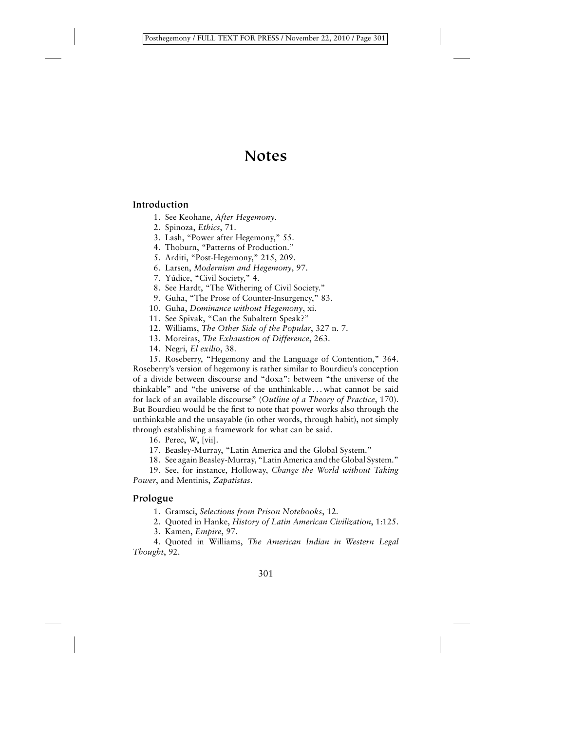# Notes

## Introduction

1. See Keohane, *After Hegemony*.
2. Spinoza, *Ethics*, 71.
3. Lash, "Power after Hegemony," 55.
4. Thoburn, "Patterns of Production."
5. Arditi, "Post-Hegemony," 215, 209.
6. Larsen, *Modernism and Hegemony*, 97.
7. Yúdice, "Civil Society," 4.
8. See Hardt, "The Withering of Civil Society."
9. Guha, "The Prose of Counter-Insurgency," 83.
10. Guha, *Dominance without Hegemony*, xi.
11. See Spivak, "Can the Subaltern Speak?"
12. Williams, *The Other Side of the Popular*, 327 n. 7.
13. Moreiras, *The Exhaustion of Difference*, 263.
14. Negri, *El exilio*, 38.
15. Roseberry, "Hegemony and the Language of Contention," 364. Roseberry's version of hegemony is rather similar to Bourdieu's conception of a divide between discourse and "doxa": between "the universe of the thinkable" and "the universe of the unthinkable . . . what cannot be said for lack of an available discourse" (*Outline of a Theory of Practice*, 170). But Bourdieu would be the first to note that power works also through the unthinkable and the unsayable (in other words, through habit), not simply through establishing a framework for what can be said.
16. Perec, *W*, [vii].
17. Beasley-Murray, "Latin America and the Global System."
18. See again Beasley-Murray, "Latin America and the Global System."
19. See, for instance, Holloway, *Change the World without Taking Power*, and Mentinis, *Zapatistas*.

## Prologue

1. Gramsci, *Selections from Prison Notebooks*, 12.
2. Quoted in Hanke, *History of Latin American Civilization*, 1:125.
3. Kamen, *Empire*, 97.
4. Quoted in Williams, *The American Indian in Western Legal Thought*, 92.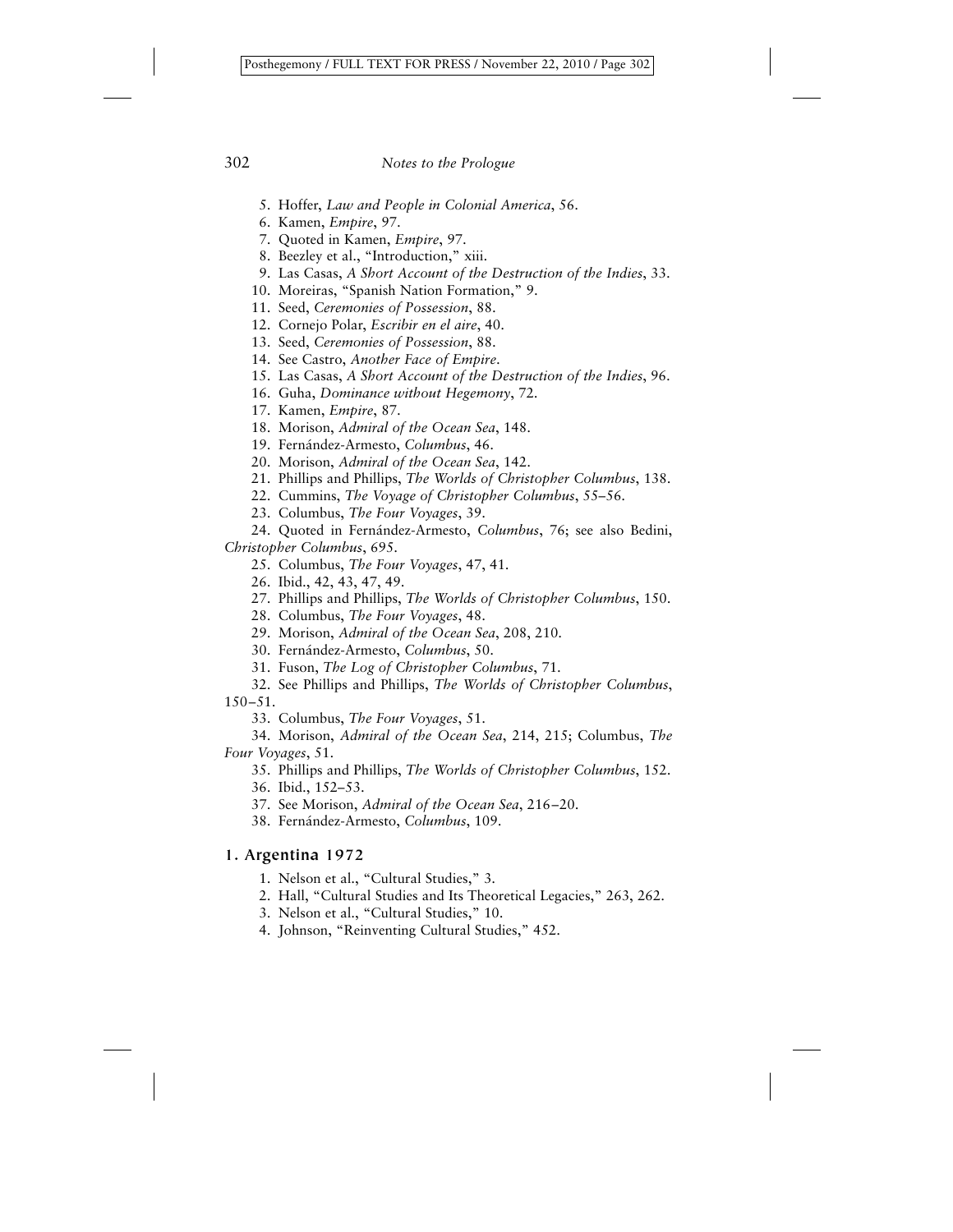5. Hoffer, *Law and People in Colonial America*, 56.
6. Kamen, *Empire*, 97.
7. Quoted in Kamen, *Empire*, 97.
8. Beezley et al., "Introduction," xiii.
9. Las Casas, *A Short Account of the Destruction of the Indies*, 33.
10. Moreiras, "Spanish Nation Formation," 9.
11. Seed, *Ceremonies of Possession*, 88.
12. Cornejo Polar, *Escribir en el aire*, 40.
13. Seed, *Ceremonies of Possession*, 88.
14. See Castro, *Another Face of Empire*.
15. Las Casas, *A Short Account of the Destruction of the Indies*, 96.
16. Guha, *Dominance without Hegemony*, 72.
17. Kamen, *Empire*, 87.
18. Morison, *Admiral of the Ocean Sea*, 148.
19. Fernández-Armesto, *Columbus*, 46.
20. Morison, *Admiral of the Ocean Sea*, 142.
21. Phillips and Phillips, *The Worlds of Christopher Columbus*, 138.
22. Cummins, *The Voyage of Christopher Columbus*, 55–56.
23. Columbus, *The Four Voyages*, 39.
24. Quoted in Fernández-Armesto, *Columbus*, 76; see also Bedini, *Christopher Columbus*, 695.
25. Columbus, *The Four Voyages*, 47, 41.
26. Ibid., 42, 43, 47, 49.
27. Phillips and Phillips, *The Worlds of Christopher Columbus*, 150.
28. Columbus, *The Four Voyages*, 48.
29. Morison, *Admiral of the Ocean Sea*, 208, 210.
30. Fernández-Armesto, *Columbus*, 50.
31. Fuson, *The Log of Christopher Columbus*, 71.
32. See Phillips and Phillips, *The Worlds of Christopher Columbus*, 150–51.
33. Columbus, *The Four Voyages*, 51.
34. Morison, *Admiral of the Ocean Sea*, 214, 215; Columbus, *The Four Voyages*, 51.
35. Phillips and Phillips, *The Worlds of Christopher Columbus*, 152.
36. Ibid., 152–53.
37. See Morison, *Admiral of the Ocean Sea*, 216–20.
38. Fernández-Armesto, *Columbus*, 109.

## 1. Argentina 1972

1. Nelson et al., "Cultural Studies," 3.
2. Hall, "Cultural Studies and Its Theoretical Legacies," 263, 262.
3. Nelson et al., "Cultural Studies," 10.
4. Johnson, "Reinventing Cultural Studies," 452.